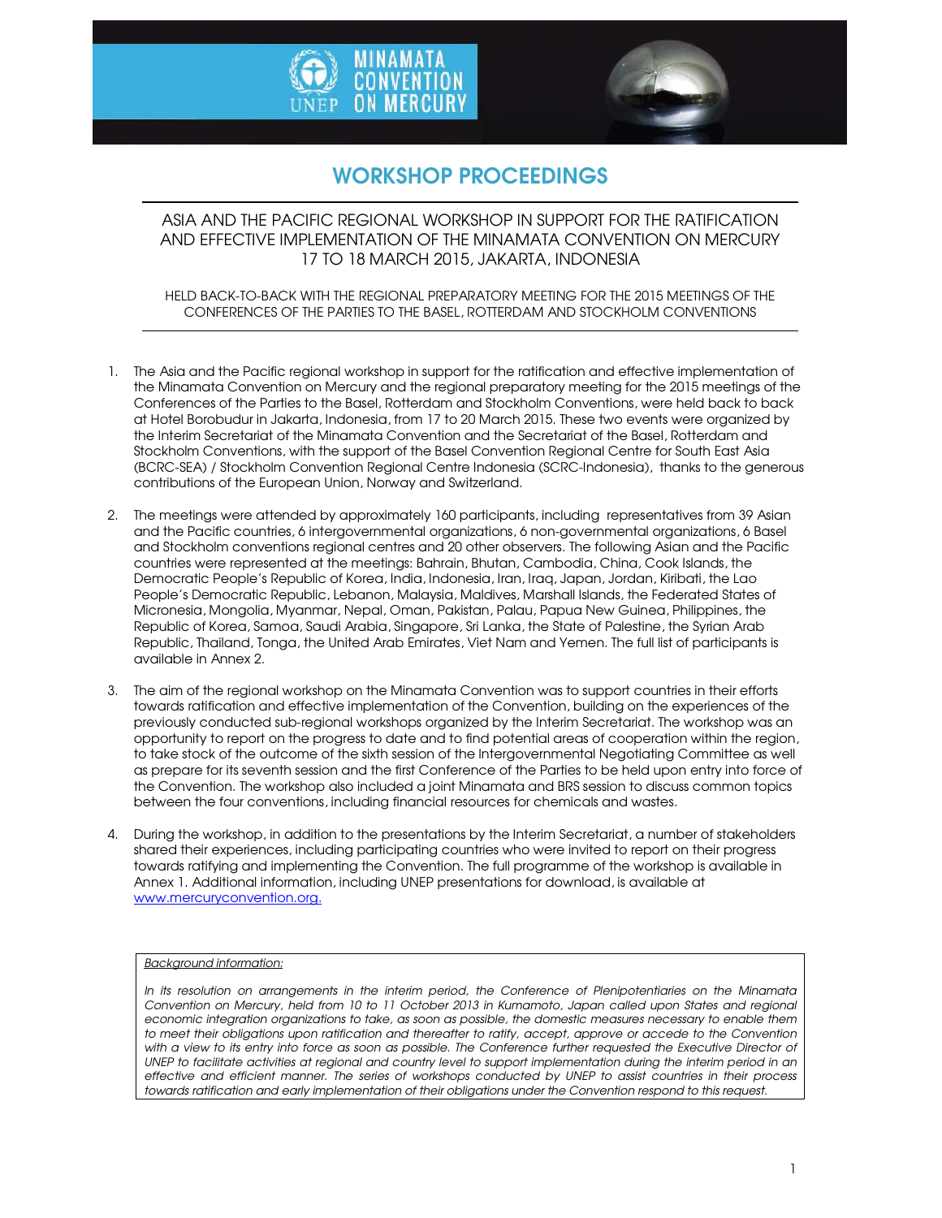MINAMATA CONVENTION ON MERCURY

UNEP

# WORKSHOP PROCEEDINGS

## ASIA AND THE PACIFIC REGIONAL WORKSHOP IN SUPPORT FOR THE RATIFICATION AND EFFECTIVE IMPLEMENTATION OF THE MINAMATA CONVENTION ON MERCURY 17 TO 18 MARCH 2015, JAKARTA, INDONESIA

HELD BACK-TO-BACK WITH THE REGIONAL PREPARATORY MEETING FOR THE 2015 MEETINGS OF THE CONFERENCES OF THE PARTIES TO THE BASEL, ROTTERDAM AND STOCKHOLM CONVENTIONS

1. The Asia and the Pacific regional workshop in support for the ratification and effective implementation of the Minamata Convention on Mercury and the regional preparatory meeting for the 2015 meetings of the Conferences of the Parties to the Basel, Rotterdam and Stockholm Conventions, were held back to back at Hotel Borobudur in Jakarta, Indonesia, from 17 to 20 March 2015. These two events were organized by the Interim Secretariat of the Minamata Convention and the Secretariat of the Basel, Rotterdam and Stockholm Conventions, with the support of the Basel Convention Regional Centre for South East Asia (BCRC-SEA) / Stockholm Convention Regional Centre Indonesia (SCRC-Indonesia), thanks to the generous contributions of the European Union, Norway and Switzerland.

2. The meetings were attended by approximately 160 participants, including representatives from 39 Asian and the Pacific countries, 6 intergovernmental organizations, 6 non-governmental organizations, 6 Basel and Stockholm conventions regional centres and 20 other observers. The following Asian and the Pacific countries were represented at the meetings: Bahrain, Bhutan, Cambodia, China, Cook Islands, the Democratic People's Republic of Korea, India, Indonesia, Iran, Iraq, Japan, Jordan, Kiribati, the Lao People's Democratic Republic, Lebanon, Malaysia, Maldives, Marshall Islands, the Federated States of Micronesia, Mongolia, Myanmar, Nepal, Oman, Pakistan, Palau, Papua New Guinea, Philippines, the Republic of Korea, Samoa, Saudi Arabia, Singapore, Sri Lanka, the State of Palestine, the Syrian Arab Republic, Thailand, Tonga, the United Arab Emirates, Viet Nam and Yemen. The full list of participants is available in Annex 2.

3. The aim of the regional workshop on the Minamata Convention was to support countries in their efforts towards ratification and effective implementation of the Convention, building on the experiences of the previously conducted sub-regional workshops organized by the Interim Secretariat. The workshop was an opportunity to report on the progress to date and to find potential areas of cooperation within the region, to take stock of the outcome of the sixth session of the Intergovernmental Negotiating Committee as well as prepare for its seventh session and the first Conference of the Parties to be held upon entry into force of the Convention. The workshop also included a joint Minamata and BRS session to discuss common topics between the four conventions, including financial resources for chemicals and wastes.

4. During the workshop, in addition to the presentations by the Interim Secretariat, a number of stakeholders shared their experiences, including participating countries who were invited to report on their progress towards ratifying and implementing the Convention. The full programme of the workshop is available in Annex 1. Additional information, including UNEP presentations for download, is available at www.mercuryconvention.org.

> _Background information:_
>
> *In its resolution on arrangements in the interim period, the Conference of Plenipotentiaries on the Minamata Convention on Mercury, held from 10 to 11 October 2013 in Kumamoto, Japan called upon States and regional economic integration organizations to take, as soon as possible, the domestic measures necessary to enable them to meet their obligations upon ratification and thereafter to ratify, accept, approve or accede to the Convention with a view to its entry into force as soon as possible. The Conference further requested the Executive Director of UNEP to facilitate activities at regional and country level to support implementation during the interim period in an effective and efficient manner. The series of workshops conducted by UNEP to assist countries in their process towards ratification and early implementation of their obligations under the Convention respond to this request.*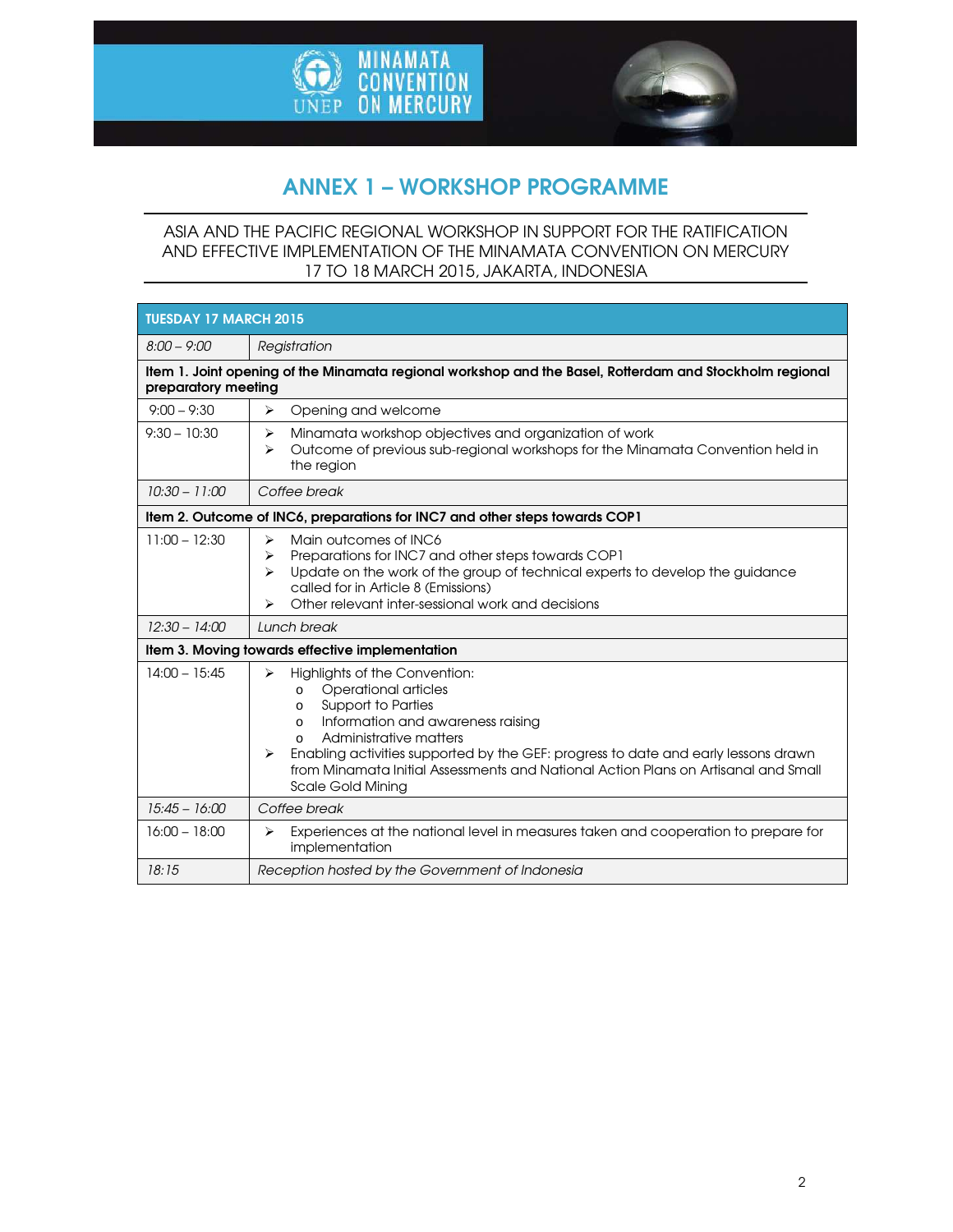# ANNEX 1 – WORKSHOP PROGRAMME

ASIA AND THE PACIFIC REGIONAL WORKSHOP IN SUPPORT FOR THE RATIFICATION AND EFFECTIVE IMPLEMENTATION OF THE MINAMATA CONVENTION ON MERCURY
17 TO 18 MARCH 2015, JAKARTA, INDONESIA

| TUESDAY 17 MARCH 2015 | |
|---|---|
| *8:00 – 9:00* | *Registration* |
| **Item 1. Joint opening of the Minamata regional workshop and the Basel, Rotterdam and Stockholm regional preparatory meeting** | |
| 9:00 – 9:30 | ➢ Opening and welcome |
| 9:30 – 10:30 | ➢ Minamata workshop objectives and organization of work<br>➢ Outcome of previous sub-regional workshops for the Minamata Convention held in the region |
| *10:30 – 11:00* | *Coffee break* |
| **Item 2. Outcome of INC6, preparations for INC7 and other steps towards COP1** | |
| 11:00 – 12:30 | ➢ Main outcomes of INC6<br>➢ Preparations for INC7 and other steps towards COP1<br>➢ Update on the work of the group of technical experts to develop the guidance called for in Article 8 (Emissions)<br>➢ Other relevant inter-sessional work and decisions |
| *12:30 – 14:00* | *Lunch break* |
| **Item 3. Moving towards effective implementation** | |
| 14:00 – 15:45 | ➢ Highlights of the Convention:<br>o Operational articles<br>o Support to Parties<br>o Information and awareness raising<br>o Administrative matters<br>➢ Enabling activities supported by the GEF: progress to date and early lessons drawn from Minamata Initial Assessments and National Action Plans on Artisanal and Small Scale Gold Mining |
| *15:45 – 16:00* | *Coffee break* |
| 16:00 – 18:00 | ➢ Experiences at the national level in measures taken and cooperation to prepare for implementation |
| *18:15* | *Reception hosted by the Government of Indonesia* |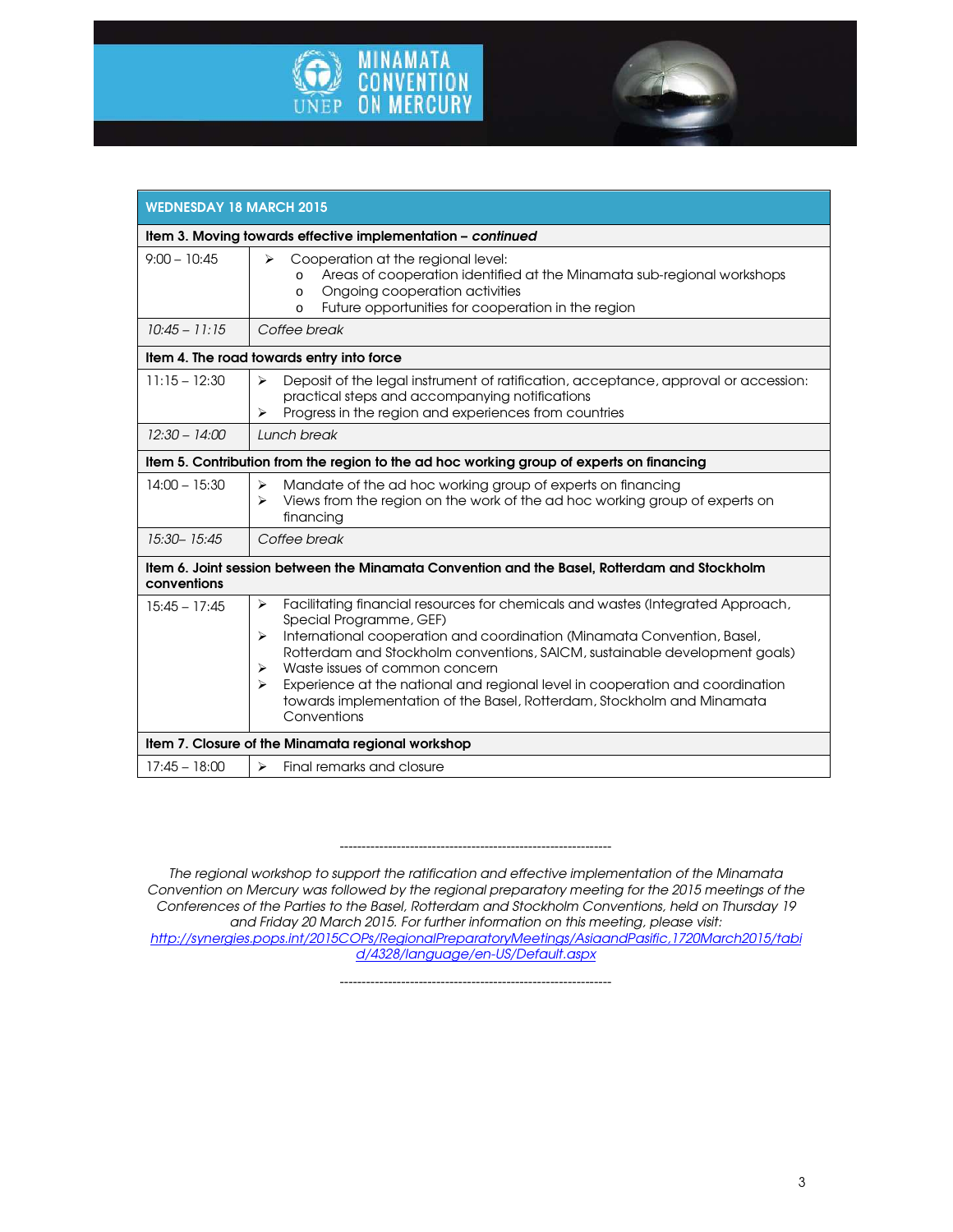| WEDNESDAY 18 MARCH 2015 | |
|---|---|
| **Item 3. Moving towards effective implementation – *continued*** | |
| 9:00 – 10:45 | ➢ Cooperation at the regional level:<br>o Areas of cooperation identified at the Minamata sub-regional workshops<br>o Ongoing cooperation activities<br>o Future opportunities for cooperation in the region |
| *10:45 – 11:15* | *Coffee break* |
| **Item 4. The road towards entry into force** | |
| 11:15 – 12:30 | ➢ Deposit of the legal instrument of ratification, acceptance, approval or accession: practical steps and accompanying notifications<br>➢ Progress in the region and experiences from countries |
| *12:30 – 14:00* | *Lunch break* |
| **Item 5. Contribution from the region to the ad hoc working group of experts on financing** | |
| 14:00 – 15:30 | ➢ Mandate of the ad hoc working group of experts on financing<br>➢ Views from the region on the work of the ad hoc working group of experts on financing |
| *15:30– 15:45* | *Coffee break* |
| **Item 6. Joint session between the Minamata Convention and the Basel, Rotterdam and Stockholm conventions** | |
| 15:45 – 17:45 | ➢ Facilitating financial resources for chemicals and wastes (Integrated Approach, Special Programme, GEF)<br>➢ International cooperation and coordination (Minamata Convention, Basel, Rotterdam and Stockholm conventions, SAICM, sustainable development goals)<br>➢ Waste issues of common concern<br>➢ Experience at the national and regional level in cooperation and coordination towards implementation of the Basel, Rotterdam, Stockholm and Minamata Conventions |
| **Item 7. Closure of the Minamata regional workshop** | |
| 17:45 – 18:00 | ➢ Final remarks and closure |

---------------------------------------------------------------

*The regional workshop to support the ratification and effective implementation of the Minamata Convention on Mercury was followed by the regional preparatory meeting for the 2015 meetings of the Conferences of the Parties to the Basel, Rotterdam and Stockholm Conventions, held on Thursday 19 and Friday 20 March 2015. For further information on this meeting, please visit:* [http://synergies.pops.int/2015COPs/RegionalPreparatoryMeetings/AsiaandPasific,1720March2015/tabid/4328/language/en-US/Default.aspx](http://synergies.pops.int/2015COPs/RegionalPreparatoryMeetings/AsiaandPasific,1720March2015/tabid/4328/language/en-US/Default.aspx)

---------------------------------------------------------------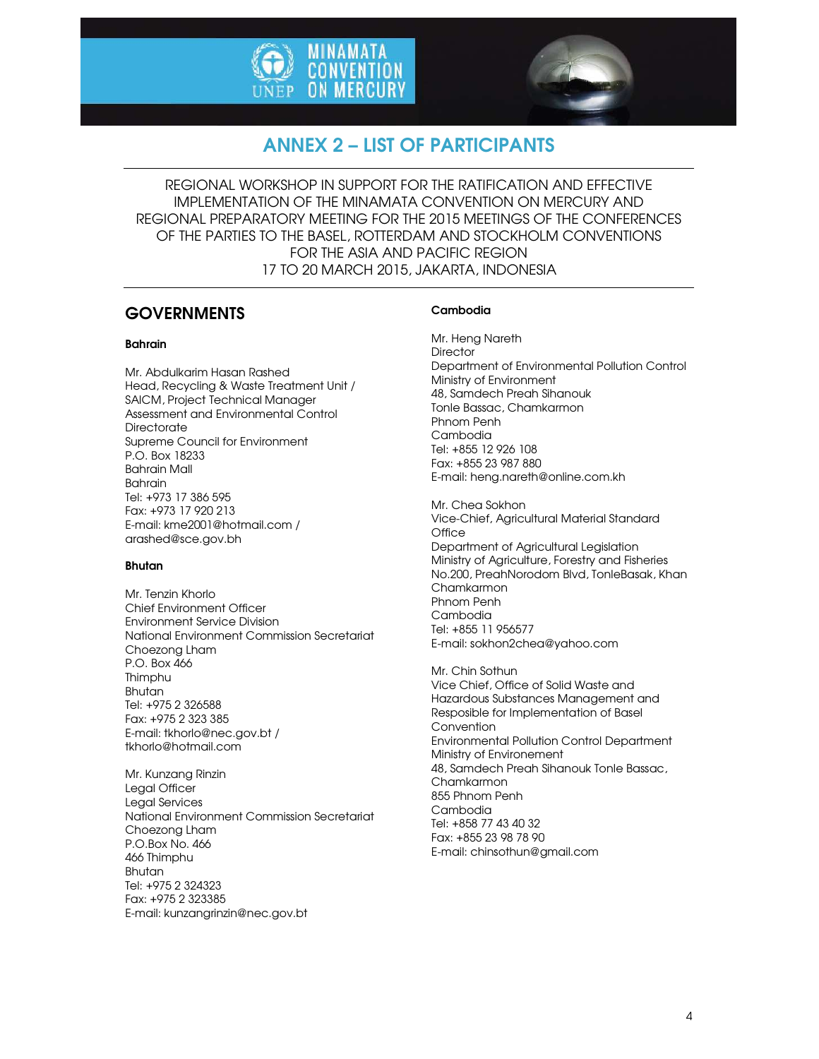# ANNEX 2 – LIST OF PARTICIPANTS

REGIONAL WORKSHOP IN SUPPORT FOR THE RATIFICATION AND EFFECTIVE IMPLEMENTATION OF THE MINAMATA CONVENTION ON MERCURY AND REGIONAL PREPARATORY MEETING FOR THE 2015 MEETINGS OF THE CONFERENCES OF THE PARTIES TO THE BASEL, ROTTERDAM AND STOCKHOLM CONVENTIONS FOR THE ASIA AND PACIFIC REGION
17 TO 20 MARCH 2015, JAKARTA, INDONESIA

## GOVERNMENTS

### Bahrain

Mr. Abdulkarim Hasan Rashed
Head, Recycling & Waste Treatment Unit / SAICM, Project Technical Manager
Assessment and Environmental Control Directorate
Supreme Council for Environment
P.O. Box 18233
Bahrain Mall
Bahrain
Tel: +973 17 386 595
Fax: +973 17 920 213
E-mail: kme2001@hotmail.com / arashed@sce.gov.bh

### Bhutan

Mr. Tenzin Khorlo
Chief Environment Officer
Environment Service Division
National Environment Commission Secretariat
Choezong Lham
P.O. Box 466
Thimphu
Bhutan
Tel: +975 2 326588
Fax: +975 2 323 385
E-mail: tkhorlo@nec.gov.bt / tkhorlo@hotmail.com

Mr. Kunzang Rinzin
Legal Officer
Legal Services
National Environment Commission Secretariat
Choezong Lham
P.O.Box No. 466
466 Thimphu
Bhutan
Tel: +975 2 324323
Fax: +975 2 323385
E-mail: kunzangrinzin@nec.gov.bt

### Cambodia

Mr. Heng Nareth
Director
Department of Environmental Pollution Control
Ministry of Environment
48, Samdech Preah Sihanouk
Tonle Bassac, Chamkarmon
Phnom Penh
Cambodia
Tel: +855 12 926 108
Fax: +855 23 987 880
E-mail: heng.nareth@online.com.kh

Mr. Chea Sokhon
Vice-Chief, Agricultural Material Standard Office
Department of Agricultural Legislation
Ministry of Agriculture, Forestry and Fisheries
No.200, PreahNorodom Blvd, TonleBasak, Khan Chamkarmon
Phnom Penh
Cambodia
Tel: +855 11 956577
E-mail: sokhon2chea@yahoo.com

Mr. Chin Sothun
Vice Chief, Office of Solid Waste and Hazardous Substances Management and Resposible for Implementation of Basel Convention
Environmental Pollution Control Department
Ministry of Environement
48, Samdech Preah Sihanouk Tonle Bassac, Chamkarmon
855 Phnom Penh
Cambodia
Tel: +858 77 43 40 32
Fax: +855 23 98 78 90
E-mail: chinsothun@gmail.com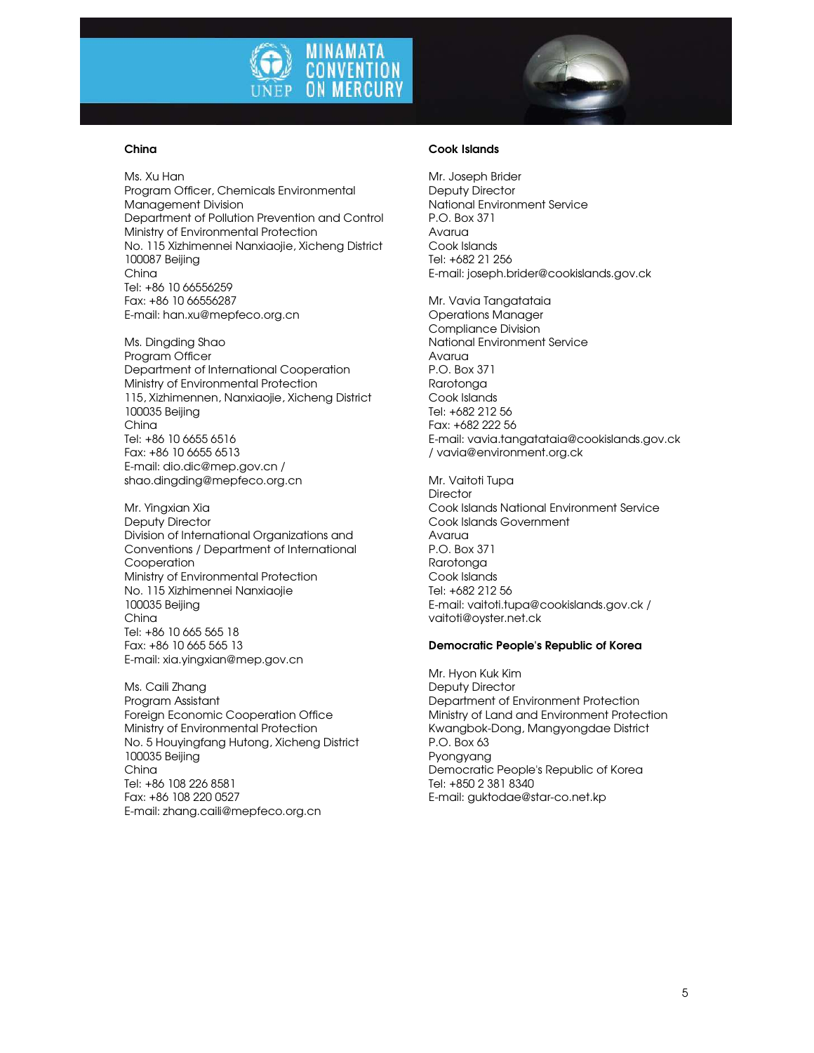### China

Ms. Xu Han
Program Officer, Chemicals Environmental Management Division
Department of Pollution Prevention and Control
Ministry of Environmental Protection
No. 115 Xizhimennei Nanxiaojie, Xicheng District
100087 Beijing
China
Tel: +86 10 66556259
Fax: +86 10 66556287
E-mail: han.xu@mepfeco.org.cn

Ms. Dingding Shao
Program Officer
Department of International Cooperation
Ministry of Environmental Protection
115, Xizhimennen, Nanxiaojie, Xicheng District
100035 Beijing
China
Tel: +86 10 6655 6516
Fax: +86 10 6655 6513
E-mail: dio.dic@mep.gov.cn / shao.dingding@mepfeco.org.cn

Mr. Yingxian Xia
Deputy Director
Division of International Organizations and Conventions / Department of International Cooperation
Ministry of Environmental Protection
No. 115 Xizhimennei Nanxiaojie
100035 Beijing
China
Tel: +86 10 665 565 18
Fax: +86 10 665 565 13
E-mail: xia.yingxian@mep.gov.cn

Ms. Caili Zhang
Program Assistant
Foreign Economic Cooperation Office
Ministry of Environmental Protection
No. 5 Houyingfang Hutong, Xicheng District
100035 Beijing
China
Tel: +86 108 226 8581
Fax: +86 108 220 0527
E-mail: zhang.caili@mepfeco.org.cn

### Cook Islands

Mr. Joseph Brider
Deputy Director
National Environment Service
P.O. Box 371
Avarua
Cook Islands
Tel: +682 21 256
E-mail: joseph.brider@cookislands.gov.ck

Mr. Vavia Tangatataia
Operations Manager
Compliance Division
National Environment Service
Avarua
P.O. Box 371
Rarotonga
Cook Islands
Tel: +682 212 56
Fax: +682 222 56
E-mail: vavia.tangatataia@cookislands.gov.ck / vavia@environment.org.ck

Mr. Vaitoti Tupa
Director
Cook Islands National Environment Service
Cook Islands Government
Avarua
P.O. Box 371
Rarotonga
Cook Islands
Tel: +682 212 56
E-mail: vaitoti.tupa@cookislands.gov.ck / vaitoti@oyster.net.ck

### Democratic People's Republic of Korea

Mr. Hyon Kuk Kim
Deputy Director
Department of Environment Protection
Ministry of Land and Environment Protection
Kwangbok-Dong, Mangyongdae District
P.O. Box 63
Pyongyang
Democratic People's Republic of Korea
Tel: +850 2 381 8340
E-mail: guktodae@star-co.net.kp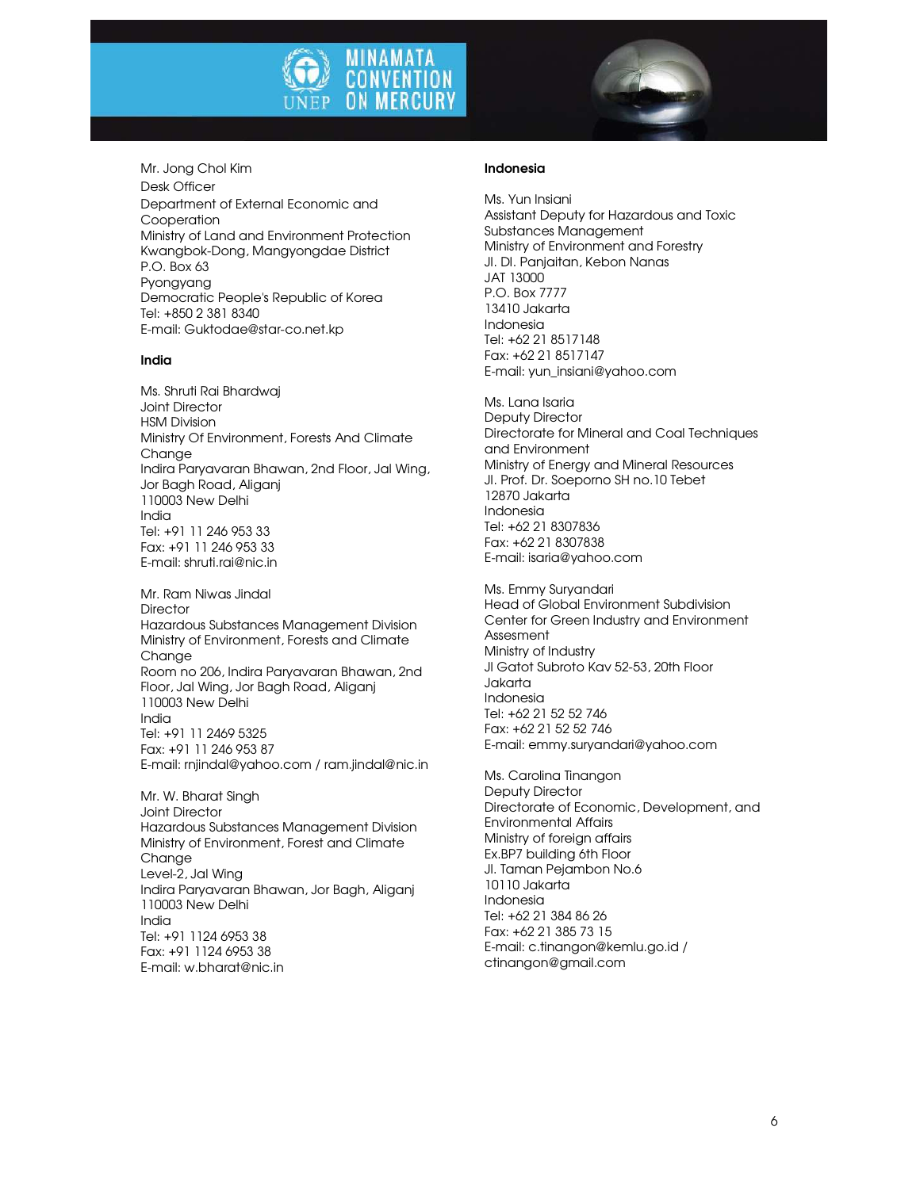Mr. Jong Chol Kim
Desk Officer
Department of External Economic and Cooperation
Ministry of Land and Environment Protection
Kwangbok-Dong, Mangyongdae District
P.O. Box 63
Pyongyang
Democratic People's Republic of Korea
Tel: +850 2 381 8340
E-mail: Guktodae@star-co.net.kp

**India**

Ms. Shruti Rai Bhardwaj
Joint Director
HSM Division
Ministry Of Environment, Forests And Climate Change
Indira Paryavaran Bhawan, 2nd Floor, Jal Wing, Jor Bagh Road, Aliganj
110003 New Delhi
India
Tel: +91 11 246 953 33
Fax: +91 11 246 953 33
E-mail: shruti.rai@nic.in

Mr. Ram Niwas Jindal
Director
Hazardous Substances Management Division
Ministry of Environment, Forests and Climate Change
Room no 206, Indira Paryavaran Bhawan, 2nd Floor, Jal Wing, Jor Bagh Road, Aliganj
110003 New Delhi
India
Tel: +91 11 2469 5325
Fax: +91 11 246 953 87
E-mail: rnjindal@yahoo.com / ram.jindal@nic.in

Mr. W. Bharat Singh
Joint Director
Hazardous Substances Management Division
Ministry of Environment, Forest and Climate Change
Level-2, Jal Wing
Indira Paryavaran Bhawan, Jor Bagh, Aliganj
110003 New Delhi
India
Tel: +91 1124 6953 38
Fax: +91 1124 6953 38
E-mail: w.bharat@nic.in

**Indonesia**

Ms. Yun Insiani
Assistant Deputy for Hazardous and Toxic Substances Management
Ministry of Environment and Forestry
Jl. DI. Panjaitan, Kebon Nanas
JAT 13000
P.O. Box 7777
13410 Jakarta
Indonesia
Tel: +62 21 8517148
Fax: +62 21 8517147
E-mail: yun_insiani@yahoo.com

Ms. Lana Isaria
Deputy Director
Directorate for Mineral and Coal Techniques and Environment
Ministry of Energy and Mineral Resources
Jl. Prof. Dr. Soeporno SH no.10 Tebet
12870 Jakarta
Indonesia
Tel: +62 21 8307836
Fax: +62 21 8307838
E-mail: isaria@yahoo.com

Ms. Emmy Suryandari
Head of Global Environment Subdivision
Center for Green Industry and Environment Assesment
Ministry of Industry
Jl Gatot Subroto Kav 52-53, 20th Floor
Jakarta
Indonesia
Tel: +62 21 52 52 746
Fax: +62 21 52 52 746
E-mail: emmy.suryandari@yahoo.com

Ms. Carolina Tinangon
Deputy Director
Directorate of Economic, Development, and Environmental Affairs
Ministry of foreign affairs
Ex.BP7 building 6th Floor
Jl. Taman Pejambon No.6
10110 Jakarta
Indonesia
Tel: +62 21 384 86 26
Fax: +62 21 385 73 15
E-mail: c.tinangon@kemlu.go.id / ctinangon@gmail.com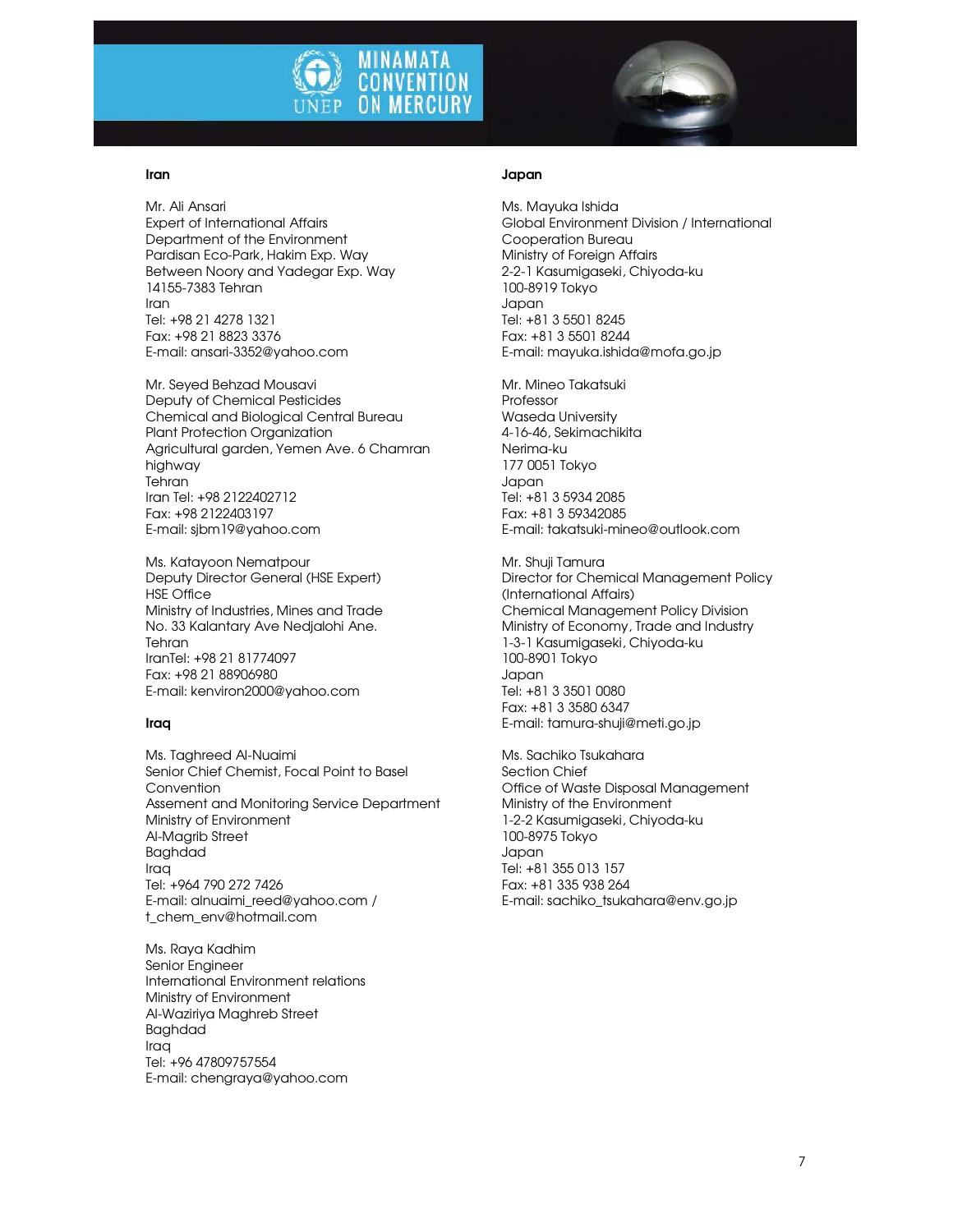**Iran**

Mr. Ali Ansari
Expert of International Affairs
Department of the Environment
Pardisan Eco-Park, Hakim Exp. Way
Between Noory and Yadegar Exp. Way
14155-7383 Tehran
Iran
Tel: +98 21 4278 1321
Fax: +98 21 8823 3376
E-mail: ansari-3352@yahoo.com

Mr. Seyed Behzad Mousavi
Deputy of Chemical Pesticides
Chemical and Biological Central Bureau
Plant Protection Organization
Agricultural garden, Yemen Ave. 6 Chamran highway
Tehran
Iran Tel: +98 2122402712
Fax: +98 2122403197
E-mail: sjbm19@yahoo.com

Ms. Katayoon Nematpour
Deputy Director General (HSE Expert)
HSE Office
Ministry of Industries, Mines and Trade
No. 33 Kalantary Ave Nedjalohi Ane.
Tehran
IranTel: +98 21 81774097
Fax: +98 21 88906980
E-mail: kenviron2000@yahoo.com

**Iraq**

Ms. Taghreed Al-Nuaimi
Senior Chief Chemist, Focal Point to Basel Convention
Assement and Monitoring Service Department
Ministry of Environment
Al-Magrib Street
Baghdad
Iraq
Tel: +964 790 272 7426
E-mail: alnuaimi_reed@yahoo.com / t_chem_env@hotmail.com

Ms. Raya Kadhim
Senior Engineer
International Environment relations
Ministry of Environment
Al-Waziriya Maghreb Street
Baghdad
Iraq
Tel: +96 47809757554
E-mail: chengraya@yahoo.com

**Japan**

Ms. Mayuka Ishida
Global Environment Division / International Cooperation Bureau
Ministry of Foreign Affairs
2-2-1 Kasumigaseki, Chiyoda-ku
100-8919 Tokyo
Japan
Tel: +81 3 5501 8245
Fax: +81 3 5501 8244
E-mail: mayuka.ishida@mofa.go.jp

Mr. Mineo Takatsuki
Professor
Waseda University
4-16-46, Sekimachikita
Nerima-ku
177 0051 Tokyo
Japan
Tel: +81 3 5934 2085
Fax: +81 3 59342085
E-mail: takatsuki-mineo@outlook.com

Mr. Shuji Tamura
Director for Chemical Management Policy (International Affairs)
Chemical Management Policy Division
Ministry of Economy, Trade and Industry
1-3-1 Kasumigaseki, Chiyoda-ku
100-8901 Tokyo
Japan
Tel: +81 3 3501 0080
Fax: +81 3 3580 6347
E-mail: tamura-shuji@meti.go.jp

Ms. Sachiko Tsukahara
Section Chief
Office of Waste Disposal Management
Ministry of the Environment
1-2-2 Kasumigaseki, Chiyoda-ku
100-8975 Tokyo
Japan
Tel: +81 355 013 157
Fax: +81 335 938 264
E-mail: sachiko_tsukahara@env.go.jp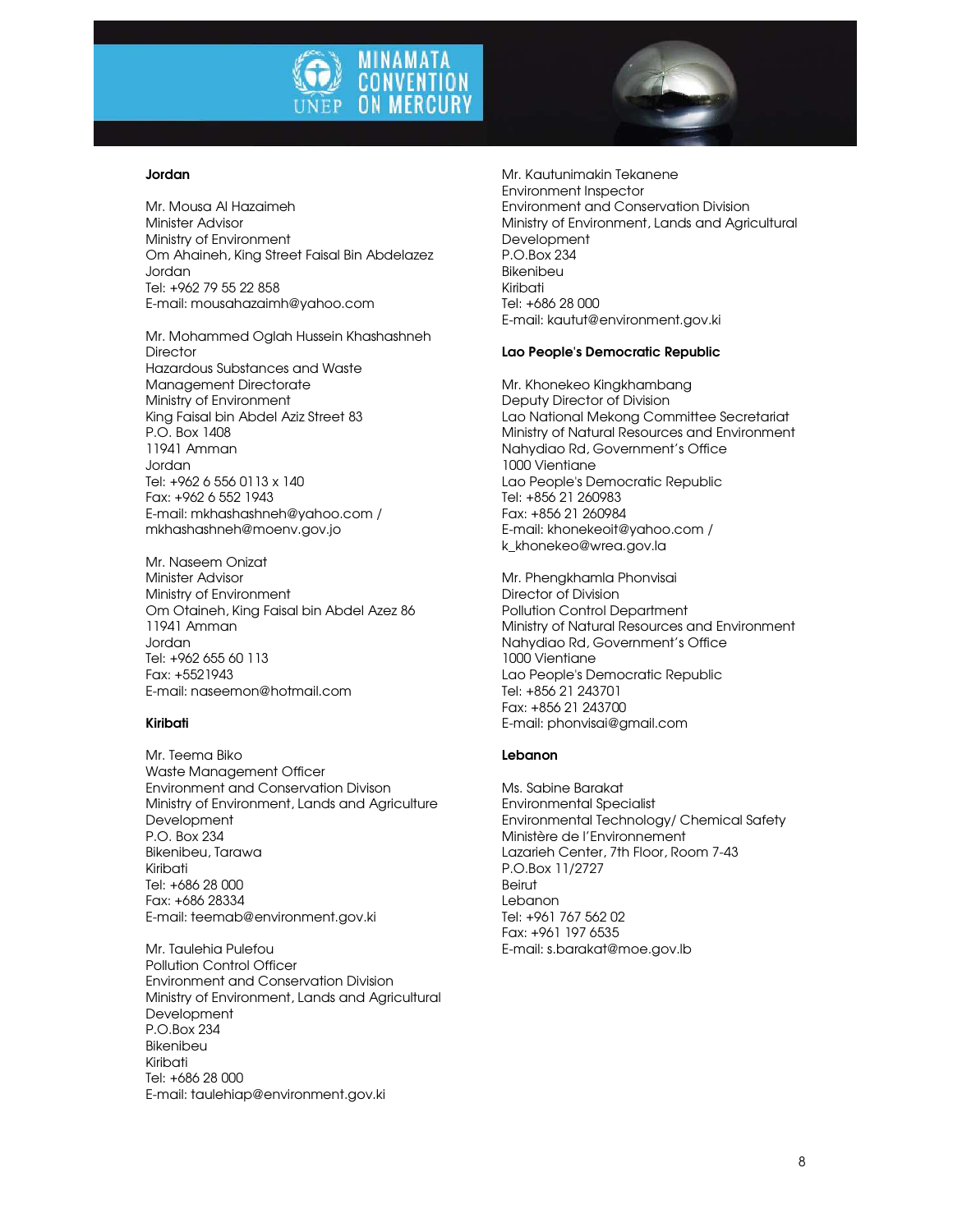**Jordan**

Mr. Mousa Al Hazaimeh
Minister Advisor
Ministry of Environment
Om Ahaineh, King Street Faisal Bin Abdelazez
Jordan
Tel: +962 79 55 22 858
E-mail: mousahazaimh@yahoo.com

Mr. Mohammed Oglah Hussein Khashashneh
Director
Hazardous Substances and Waste
Management Directorate
Ministry of Environment
King Faisal bin Abdel Aziz Street 83
P.O. Box 1408
11941 Amman
Jordan
Tel: +962 6 556 0113 x 140
Fax: +962 6 552 1943
E-mail: mkhashashneh@yahoo.com /
mkhashashneh@moenv.gov.jo

Mr. Naseem Onizat
Minister Advisor
Ministry of Environment
Om Otaineh, King Faisal bin Abdel Azez 86
11941 Amman
Jordan
Tel: +962 655 60 113
Fax: +5521943
E-mail: naseemon@hotmail.com

**Kiribati**

Mr. Teema Biko
Waste Management Officer
Environment and Conservation Divison
Ministry of Environment, Lands and Agriculture
Development
P.O. Box 234
Bikenibeu, Tarawa
Kiribati
Tel: +686 28 000
Fax: +686 28334
E-mail: teemab@environment.gov.ki

Mr. Taulehia Pulefou
Pollution Control Officer
Environment and Conservation Division
Ministry of Environment, Lands and Agricultural
Development
P.O.Box 234
Bikenibeu
Kiribati
Tel: +686 28 000
E-mail: taulehiap@environment.gov.ki

Mr. Kautunimakin Tekanene
Environment Inspector
Environment and Conservation Division
Ministry of Environment, Lands and Agricultural
Development
P.O.Box 234
Bikenibeu
Kiribati
Tel: +686 28 000
E-mail: kautut@environment.gov.ki

**Lao People's Democratic Republic**

Mr. Khonekeo Kingkhambang
Deputy Director of Division
Lao National Mekong Committee Secretariat
Ministry of Natural Resources and Environment
Nahydiao Rd, Government's Office
1000 Vientiane
Lao People's Democratic Republic
Tel: +856 21 260983
Fax: +856 21 260984
E-mail: khonekeoit@yahoo.com /
k_khonekeo@wrea.gov.la

Mr. Phengkhamla Phonvisai
Director of Division
Pollution Control Department
Ministry of Natural Resources and Environment
Nahydiao Rd, Government's Office
1000 Vientiane
Lao People's Democratic Republic
Tel: +856 21 243701
Fax: +856 21 243700
E-mail: phonvisai@gmail.com

**Lebanon**

Ms. Sabine Barakat
Environmental Specialist
Environmental Technology/ Chemical Safety
Ministère de l'Environnement
Lazarieh Center, 7th Floor, Room 7-43
P.O.Box 11/2727
Beirut
Lebanon
Tel: +961 767 562 02
Fax: +961 197 6535
E-mail: s.barakat@moe.gov.lb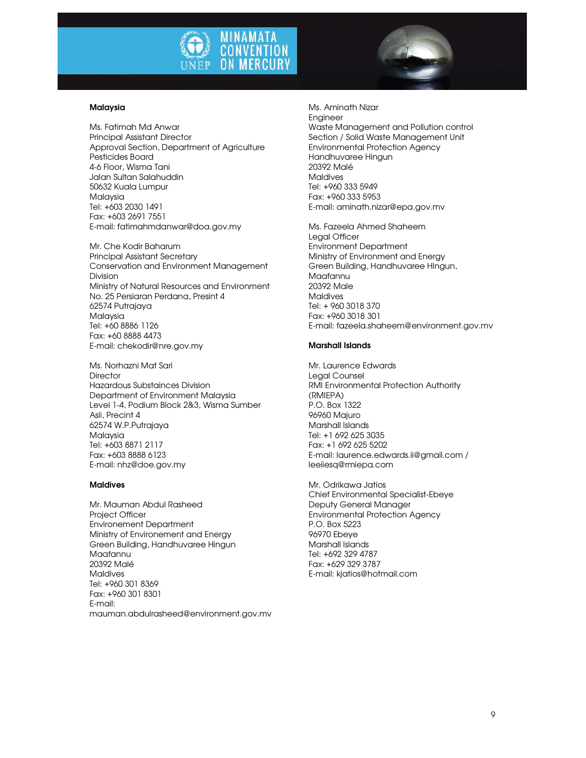**Malaysia**

Ms. Fatimah Md Anwar
Principal Assistant Director
Approval Section, Department of Agriculture
Pesticides Board
4-6 Floor, Wisma Tani
Jalan Sultan Salahuddin
50632 Kuala Lumpur
Malaysia
Tel: +603 2030 1491
Fax: +603 2691 7551
E-mail: fatimahmdanwar@doa.gov.my

Mr. Che Kodir Baharum
Principal Assistant Secretary
Conservation and Environment Management Division
Ministry of Natural Resources and Environment
No. 25 Persiaran Perdana, Presint 4
62574 Putrajaya
Malaysia
Tel: +60 8886 1126
Fax: +60 8888 4473
E-mail: chekodir@nre.gov.my

Ms. Norhazni Mat Sari
Director
Hazardous Substances Division
Department of Environment Malaysia
Level 1-4, Podium Block 2&3, Wisma Sumber Asli, Precint 4
62574 W.P.Putrajaya
Malaysia
Tel: +603 8871 2117
Fax: +603 8888 6123
E-mail: nhz@doe.gov.my

**Maldives**

Mr. Mauman Abdul Rasheed
Project Officer
Environement Department
Ministry of Environement and Energy
Green Building, Handhuvaree Hingun
Maafannu
20392 Malé
Maldives
Tel: +960 301 8369
Fax: +960 301 8301
E-mail:
mauman.abdulrasheed@environment.gov.mv

Ms. Aminath Nizar
Engineer
Waste Management and Pollution control Section / Solid Waste Management Unit
Environmental Protection Agency
Handhuvaree Hingun
20392 Malé
Maldives
Tel: +960 333 5949
Fax: +960 333 5953
E-mail: aminath.nizar@epa.gov.mv

Ms. Fazeela Ahmed Shaheem
Legal Officer
Environment Department
Ministry of Environment and Energy
Green Building, Handhuvaree HIngun,
Maafannu
20392 Male
Maldives
Tel: + 960 3018 370
Fax: +960 3018 301
E-mail: fazeela.shaheem@environment.gov.mv

**Marshall Islands**

Mr. Laurence Edwards
Legal Counsel
RMI Environmental Protection Authority (RMIEPA)
P.O. Box 1322
96960 Majuro
Marshall Islands
Tel: +1 692 625 3035
Fax: +1 692 625 5202
E-mail: laurence.edwards.ii@gmail.com / leeiiesq@rmiepa.com

Mr. Odrikawa Jatios
Chief Environmental Specialist-Ebeye
Deputy General Manager
Environmental Protection Agency
P.O. Box 5223
96970 Ebeye
Marshall Islands
Tel: +692 329 4787
Fax: +629 329 3787
E-mail: kjatios@hotmail.com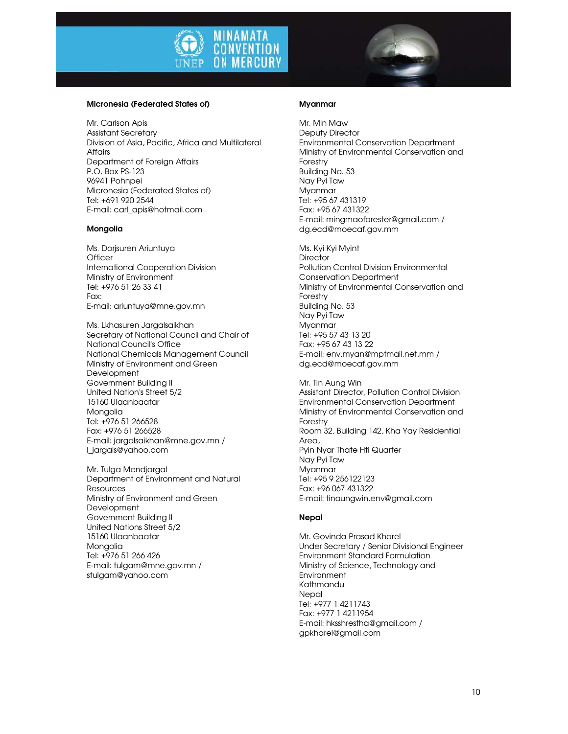**Micronesia (Federated States of)**

Mr. Carlson Apis
Assistant Secretary
Division of Asia, Pacific, Africa and Multilateral Affairs
Department of Foreign Affairs
P.O. Box PS-123
96941 Pohnpei
Micronesia (Federated States of)
Tel: +691 920 2544
E-mail: carl_apis@hotmail.com

**Mongolia**

Ms. Dorjsuren Ariuntuya
Officer
International Cooperation Division
Ministry of Environment
Tel: +976 51 26 33 41
Fax:
E-mail: ariuntuya@mne.gov.mn

Ms. Lkhasuren Jargalsaikhan
Secretary of National Council and Chair of National Council's Office
National Chemicals Management Council
Ministry of Environment and Green Development
Government Building II
United Nation's Street 5/2
15160 Ulaanbaatar
Mongolia
Tel: +976 51 266528
Fax: +976 51 266528
E-mail: jargalsaikhan@mne.gov.mn / l_jargals@yahoo.com

Mr. Tulga Mendjargal
Department of Environment and Natural Resources
Ministry of Environment and Green Development
Government Building II
United Nations Street 5/2
15160 Ulaanbaatar
Mongolia
Tel: +976 51 266 426
E-mail: tulgam@mne.gov.mn / stulgam@yahoo.com

**Myanmar**

Mr. Min Maw
Deputy Director
Environmental Conservation Department
Ministry of Environmental Conservation and Forestry
Building No. 53
Nay Pyi Taw
Myanmar
Tel: +95 67 431319
Fax: +95 67 431322
E-mail: mingmaoforester@gmail.com / dg.ecd@moecaf.gov.mm

Ms. Kyi Kyi Myint
Director
Pollution Control Division Environmental Conservation Department
Ministry of Environmental Conservation and Forestry
Building No. 53
Nay Pyi Taw
Myanmar
Tel: +95 57 43 13 20
Fax: +95 67 43 13 22
E-mail: env.myan@mptmail.net.mm / dg.ecd@moecaf.gov.mm

Mr. Tin Aung Win
Assistant Director, Pollution Control Division
Environmental Conservation Department
Ministry of Environmental Conservation and Forestry
Room 32, Building 142, Kha Yay Residential Area,
Pyin Nyar Thate Hti Quarter
Nay Pyi Taw
Myanmar
Tel: +95 9 256122123
Fax: +96 067 431322
E-mail: tinaungwin.env@gmail.com

**Nepal**

Mr. Govinda Prasad Kharel
Under Secretary / Senior Divisional Engineer
Environment Standard Formulation
Ministry of Science, Technology and Environment
Kathmandu
Nepal
Tel: +977 1 4211743
Fax: +977 1 4211954
E-mail: hksshrestha@gmail.com / gpkharel@gmail.com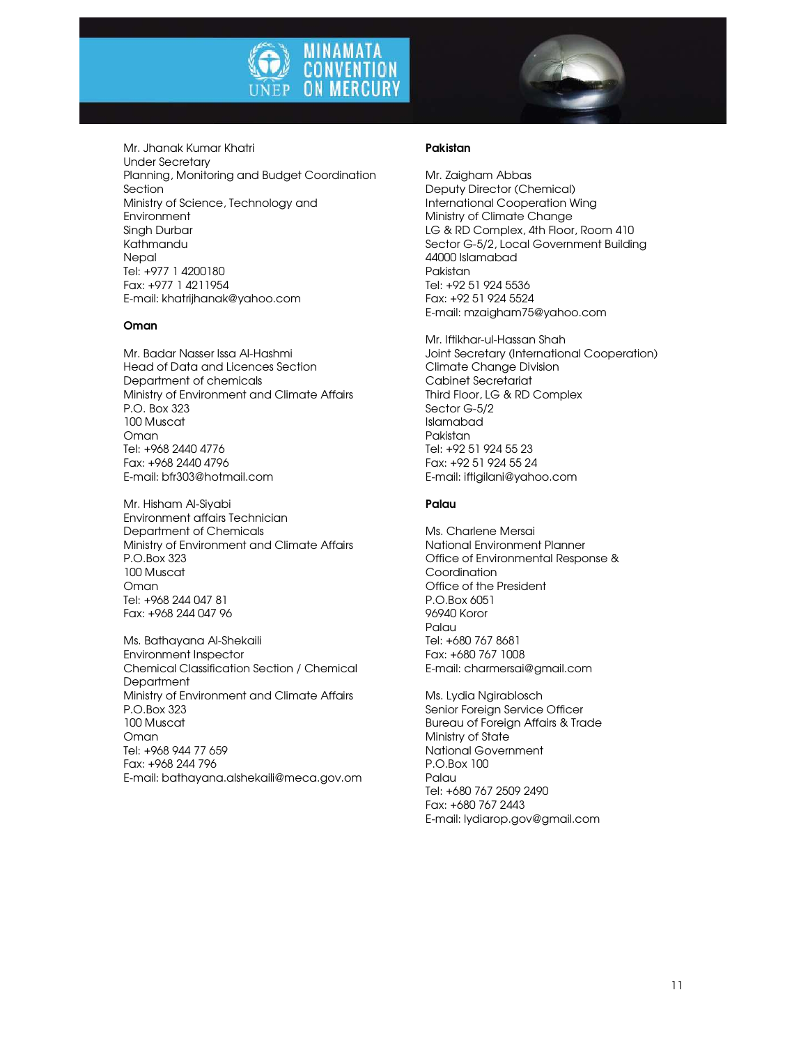Mr. Jhanak Kumar Khatri
Under Secretary
Planning, Monitoring and Budget Coordination Section
Ministry of Science, Technology and Environment
Singh Durbar
Kathmandu
Nepal
Tel: +977 1 4200180
Fax: +977 1 4211954
E-mail: khatrijhanak@yahoo.com

**Oman**

Mr. Badar Nasser Issa Al-Hashmi
Head of Data and Licences Section
Department of chemicals
Ministry of Environment and Climate Affairs
P.O. Box 323
100 Muscat
Oman
Tel: +968 2440 4776
Fax: +968 2440 4796
E-mail: bfr303@hotmail.com

Mr. Hisham Al-Siyabi
Environment affairs Technician
Department of Chemicals
Ministry of Environment and Climate Affairs
P.O.Box 323
100 Muscat
Oman
Tel: +968 244 047 81
Fax: +968 244 047 96

Ms. Bathayana Al-Shekaili
Environment Inspector
Chemical Classification Section / Chemical Department
Ministry of Environment and Climate Affairs
P.O.Box 323
100 Muscat
Oman
Tel: +968 944 77 659
Fax: +968 244 796
E-mail: bathayana.alshekaili@meca.gov.om

**Pakistan**

Mr. Zaigham Abbas
Deputy Director (Chemical)
International Cooperation Wing
Ministry of Climate Change
LG & RD Complex, 4th Floor, Room 410
Sector G-5/2, Local Government Building
44000 Islamabad
Pakistan
Tel: +92 51 924 5536
Fax: +92 51 924 5524
E-mail: mzaigham75@yahoo.com

Mr. Iftikhar-ul-Hassan Shah
Joint Secretary (International Cooperation)
Climate Change Division
Cabinet Secretariat
Third Floor, LG & RD Complex
Sector G-5/2
Islamabad
Pakistan
Tel: +92 51 924 55 23
Fax: +92 51 924 55 24
E-mail: iftigilani@yahoo.com

**Palau**

Ms. Charlene Mersai
National Environment Planner
Office of Environmental Response & Coordination
Office of the President
P.O.Box 6051
96940 Koror
Palau
Tel: +680 767 8681
Fax: +680 767 1008
E-mail: charmersai@gmail.com

Ms. Lydia Ngirablosch
Senior Foreign Service Officer
Bureau of Foreign Affairs & Trade
Ministry of State
National Government
P.O.Box 100
Palau
Tel: +680 767 2509 2490
Fax: +680 767 2443
E-mail: lydiarop.gov@gmail.com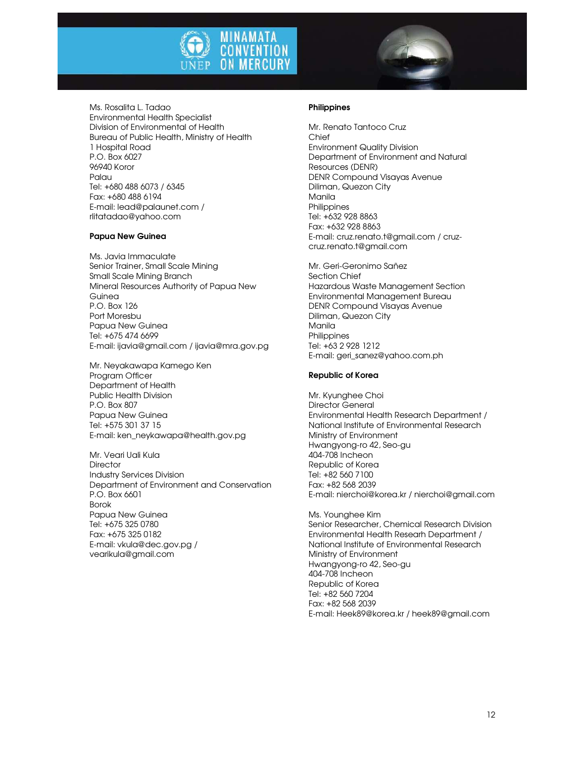Ms. Rosalita L. Tadao
Environmental Health Specialist
Division of Environmental of Health
Bureau of Public Health, Ministry of Health
1 Hospital Road
P.O. Box 6027
96940 Koror
Palau
Tel: +680 488 6073 / 6345
Fax: +680 488 6194
E-mail: lead@palaunet.com / rlitatadao@yahoo.com

**Papua New Guinea**

Ms. Javia Immaculate
Senior Trainer, Small Scale Mining
Small Scale Mining Branch
Mineral Resources Authority of Papua New Guinea
P.O. Box 126
Port Moresbu
Papua New Guinea
Tel: +675 474 6699
E-mail: ijavia@gmail.com / ijavia@mra.gov.pg

Mr. Neyakawapa Kamego Ken
Program Officer
Department of Health
Public Health Division
P.O. Box 807
Papua New Guinea
Tel: +575 301 37 15
E-mail: ken_neykawapa@health.gov.pg

Mr. Veari Uali Kula
Director
Industry Services Division
Department of Environment and Conservation
P.O. Box 6601
Borok
Papua New Guinea
Tel: +675 325 0780
Fax: +675 325 0182
E-mail: vkula@dec.gov.pg / vearikula@gmail.com

**Philippines**

Mr. Renato Tantoco Cruz
Chief
Environment Quality Division
Department of Environment and Natural Resources (DENR)
DENR Compound Visayas Avenue
Diliman, Quezon City
Manila
Philippines
Tel: +632 928 8863
Fax: +632 928 8863
E-mail: cruz.renato.t@gmail.com / cruz-cruz.renato.t@gmail.com

Mr. Geri-Geronimo Sañez
Section Chief
Hazardous Waste Management Section
Environmental Management Bureau
DENR Compound Visayas Avenue
Diliman, Quezon City
Manila
Philippines
Tel: +63 2 928 1212
E-mail: geri_sanez@yahoo.com.ph

**Republic of Korea**

Mr. Kyunghee Choi
Director General
Environmental Health Research Department / National Institute of Environmental Research
Ministry of Environment
Hwangyong-ro 42, Seo-gu
404-708 Incheon
Republic of Korea
Tel: +82 560 7100
Fax: +82 568 2039
E-mail: nierchoi@korea.kr / nierchoi@gmail.com

Ms. Younghee Kim
Senior Researcher, Chemical Research Division
Environmental Health Researh Department / National Institute of Environmental Research
Ministry of Environment
Hwangyong-ro 42, Seo-gu
404-708 Incheon
Republic of Korea
Tel: +82 560 7204
Fax: +82 568 2039
E-mail: Heek89@korea.kr / heek89@gmail.com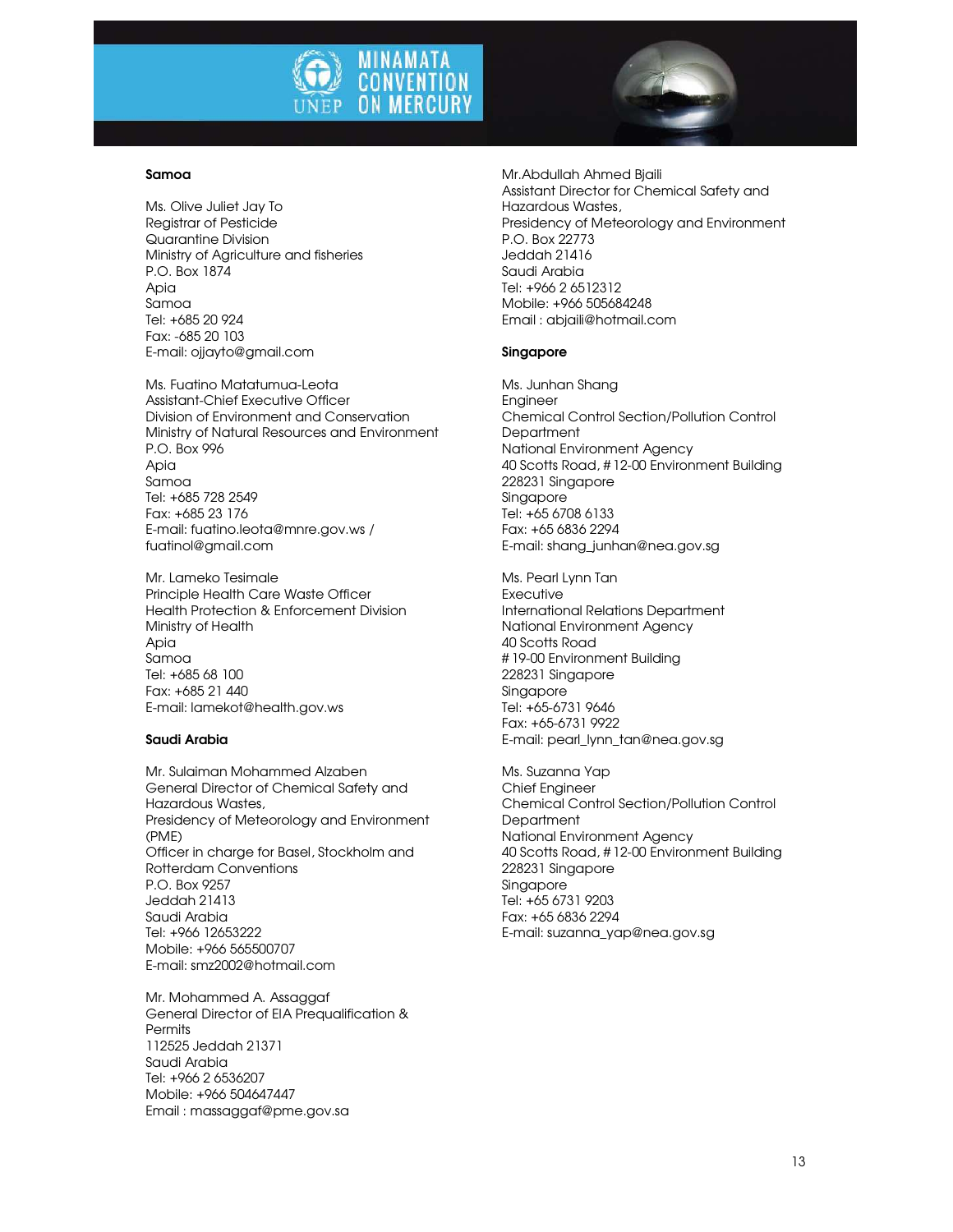**Samoa**

Ms. Olive Juliet Jay To
Registrar of Pesticide
Quarantine Division
Ministry of Agriculture and fisheries
P.O. Box 1874
Apia
Samoa
Tel: +685 20 924
Fax: -685 20 103
E-mail: ojjayto@gmail.com

Ms. Fuatino Matatumua-Leota
Assistant-Chief Executive Officer
Division of Environment and Conservation
Ministry of Natural Resources and Environment
P.O. Box 996
Apia
Samoa
Tel: +685 728 2549
Fax: +685 23 176
E-mail: fuatino.leota@mnre.gov.ws / fuatinol@gmail.com

Mr. Lameko Tesimale
Principle Health Care Waste Officer
Health Protection & Enforcement Division
Ministry of Health
Apia
Samoa
Tel: +685 68 100
Fax: +685 21 440
E-mail: lamekot@health.gov.ws

**Saudi Arabia**

Mr. Sulaiman Mohammed Alzaben
General Director of Chemical Safety and Hazardous Wastes,
Presidency of Meteorology and Environment (PME)
Officer in charge for Basel, Stockholm and Rotterdam Conventions
P.O. Box 9257
Jeddah 21413
Saudi Arabia
Tel: +966 12653222
Mobile: +966 565500707
E-mail: smz2002@hotmail.com

Mr. Mohammed A. Assaggaf
General Director of EIA Prequalification & Permits
112525 Jeddah 21371
Saudi Arabia
Tel: +966 2 6536207
Mobile: +966 504647447
Email : massaggaf@pme.gov.sa

Mr.Abdullah Ahmed Bjaili
Assistant Director for Chemical Safety and Hazardous Wastes,
Presidency of Meteorology and Environment
P.O. Box 22773
Jeddah 21416
Saudi Arabia
Tel: +966 2 6512312
Mobile: +966 505684248
Email : abjaili@hotmail.com

**Singapore**

Ms. Junhan Shang
Engineer
Chemical Control Section/Pollution Control Department
National Environment Agency
40 Scotts Road, # 12-00 Environment Building
228231 Singapore
Singapore
Tel: +65 6708 6133
Fax: +65 6836 2294
E-mail: shang_junhan@nea.gov.sg

Ms. Pearl Lynn Tan
Executive
International Relations Department
National Environment Agency
40 Scotts Road
# 19-00 Environment Building
228231 Singapore
Singapore
Tel: +65-6731 9646
Fax: +65-6731 9922
E-mail: pearl_lynn_tan@nea.gov.sg

Ms. Suzanna Yap
Chief Engineer
Chemical Control Section/Pollution Control Department
National Environment Agency
40 Scotts Road, # 12-00 Environment Building
228231 Singapore
Singapore
Tel: +65 6731 9203
Fax: +65 6836 2294
E-mail: suzanna_yap@nea.gov.sg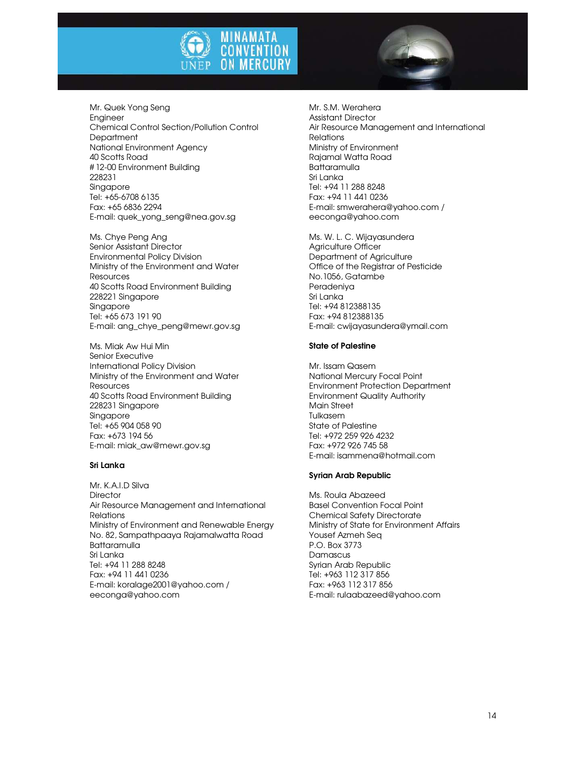Mr. Quek Yong Seng
Engineer
Chemical Control Section/Pollution Control Department
National Environment Agency
40 Scotts Road
# 12-00 Environment Building
228231
Singapore
Tel: +65-6708 6135
Fax: +65 6836 2294
E-mail: quek_yong_seng@nea.gov.sg

Ms. Chye Peng Ang
Senior Assistant Director
Environmental Policy Division
Ministry of the Environment and Water Resources
40 Scotts Road Environment Building
228221 Singapore
Singapore
Tel: +65 673 191 90
E-mail: ang_chye_peng@mewr.gov.sg

Ms. Miak Aw Hui Min
Senior Executive
International Policy Division
Ministry of the Environment and Water Resources
40 Scotts Road Environment Building
228231 Singapore
Singapore
Tel: +65 904 058 90
Fax: +673 194 56
E-mail: miak_aw@mewr.gov.sg

**Sri Lanka**

Mr. K.A.I.D Silva
Director
Air Resource Management and International Relations
Ministry of Environment and Renewable Energy
No. 82, Sampathpaaya Rajamalwatta Road
Battaramulla
Sri Lanka
Tel: +94 11 288 8248
Fax: +94 11 441 0236
E-mail: koralage2001@yahoo.com / eeconga@yahoo.com

Mr. S.M. Werahera
Assistant Director
Air Resource Management and International Relations
Ministry of Environment
Rajamal Watta Road
Battaramulla
Sri Lanka
Tel: +94 11 288 8248
Fax: +94 11 441 0236
E-mail: smwerahera@yahoo.com / eeconga@yahoo.com

Ms. W. L. C. Wijayasundera
Agriculture Officer
Department of Agriculture
Office of the Registrar of Pesticide
No.1056, Gatambe
Peradeniya
Sri Lanka
Tel: +94 812388135
Fax: +94 812388135
E-mail: cwijayasundera@ymail.com

**State of Palestine**

Mr. Issam Qasem
National Mercury Focal Point
Environment Protection Department
Environment Quality Authority
Main Street
Tulkasem
State of Palestine
Tel: +972 259 926 4232
Fax: +972 926 745 58
E-mail: isammena@hotmail.com

**Syrian Arab Republic**

Ms. Roula Abazeed
Basel Convention Focal Point
Chemical Safety Directorate
Ministry of State for Environment Affairs
Yousef Azmeh Seq
P.O. Box 3773
Damascus
Syrian Arab Republic
Tel: +963 112 317 856
Fax: +963 112 317 856
E-mail: rulaabazeed@yahoo.com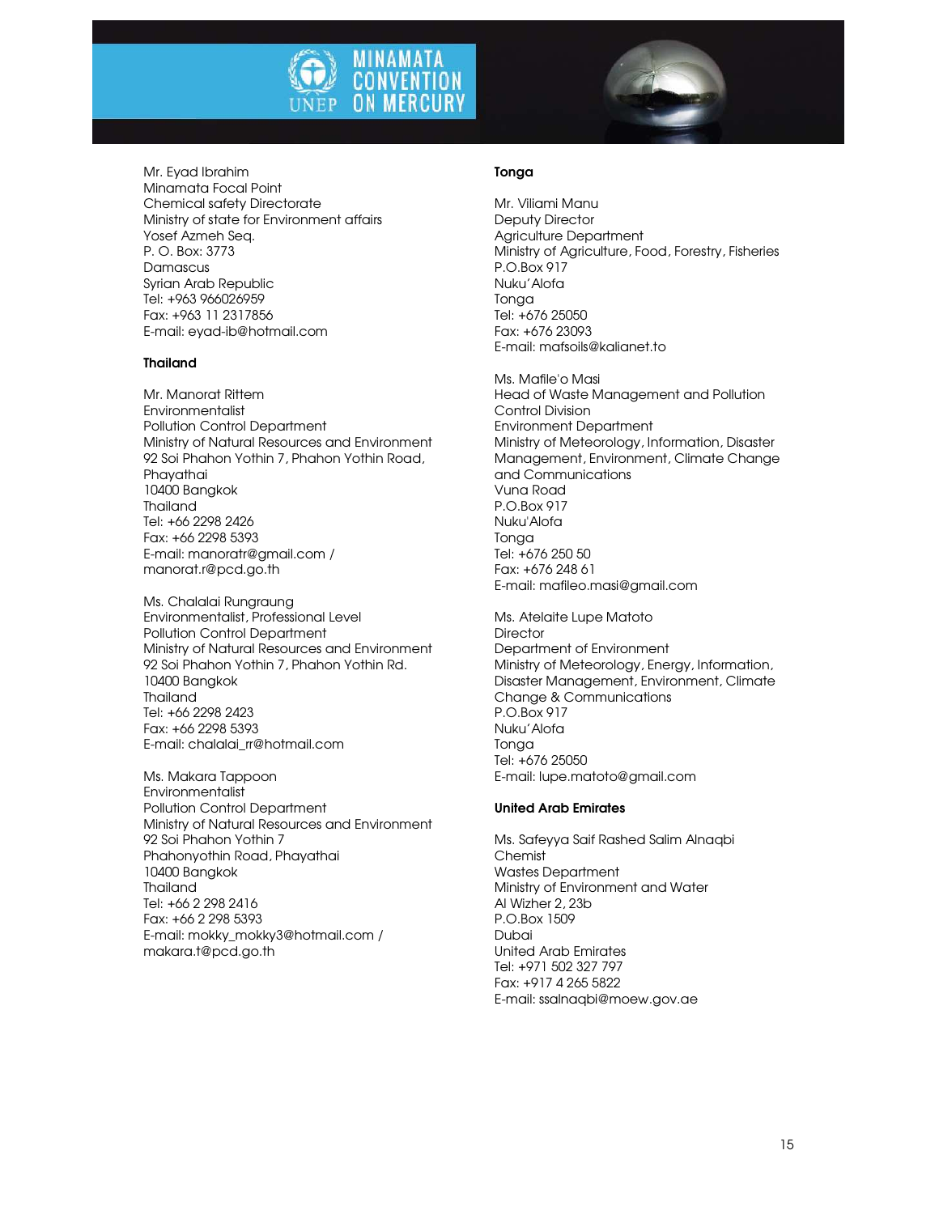Mr. Eyad Ibrahim
Minamata Focal Point
Chemical safety Directorate
Ministry of state for Environment affairs
Yosef Azmeh Seq.
P. O. Box: 3773
Damascus
Syrian Arab Republic
Tel: +963 966026959
Fax: +963 11 2317856
E-mail: eyad-ib@hotmail.com

**Thailand**

Mr. Manorat Rittem
Environmentalist
Pollution Control Department
Ministry of Natural Resources and Environment
92 Soi Phahon Yothin 7, Phahon Yothin Road, Phayathai
10400 Bangkok
Thailand
Tel: +66 2298 2426
Fax: +66 2298 5393
E-mail: manoratr@gmail.com / manorat.r@pcd.go.th

Ms. Chalalai Rungraung
Environmentalist, Professional Level
Pollution Control Department
Ministry of Natural Resources and Environment
92 Soi Phahon Yothin 7, Phahon Yothin Rd.
10400 Bangkok
Thailand
Tel: +66 2298 2423
Fax: +66 2298 5393
E-mail: chalalai_rr@hotmail.com

Ms. Makara Tappoon
Environmentalist
Pollution Control Department
Ministry of Natural Resources and Environment
92 Soi Phahon Yothin 7
Phahonyothin Road, Phayathai
10400 Bangkok
Thailand
Tel: +66 2 298 2416
Fax: +66 2 298 5393
E-mail: mokky_mokky3@hotmail.com / makara.t@pcd.go.th

**Tonga**

Mr. Viliami Manu
Deputy Director
Agriculture Department
Ministry of Agriculture, Food, Forestry, Fisheries
P.O.Box 917
Nuku'Alofa
Tonga
Tel: +676 25050
Fax: +676 23093
E-mail: mafsoils@kalianet.to

Ms. Mafile'o Masi
Head of Waste Management and Pollution Control Division
Environment Department
Ministry of Meteorology, Information, Disaster Management, Environment, Climate Change and Communications
Vuna Road
P.O.Box 917
Nuku'Alofa
Tonga
Tel: +676 250 50
Fax: +676 248 61
E-mail: mafileo.masi@gmail.com

Ms. Atelaite Lupe Matoto
Director
Department of Environment
Ministry of Meteorology, Energy, Information, Disaster Management, Environment, Climate Change & Communications
P.O.Box 917
Nuku'Alofa
Tonga
Tel: +676 25050
E-mail: lupe.matoto@gmail.com

**United Arab Emirates**

Ms. Safeyya Saif Rashed Salim Alnaqbi
Chemist
Wastes Department
Ministry of Environment and Water
Al Wizher 2, 23b
P.O.Box 1509
Dubai
United Arab Emirates
Tel: +971 502 327 797
Fax: +917 4 265 5822
E-mail: ssalnaqbi@moew.gov.ae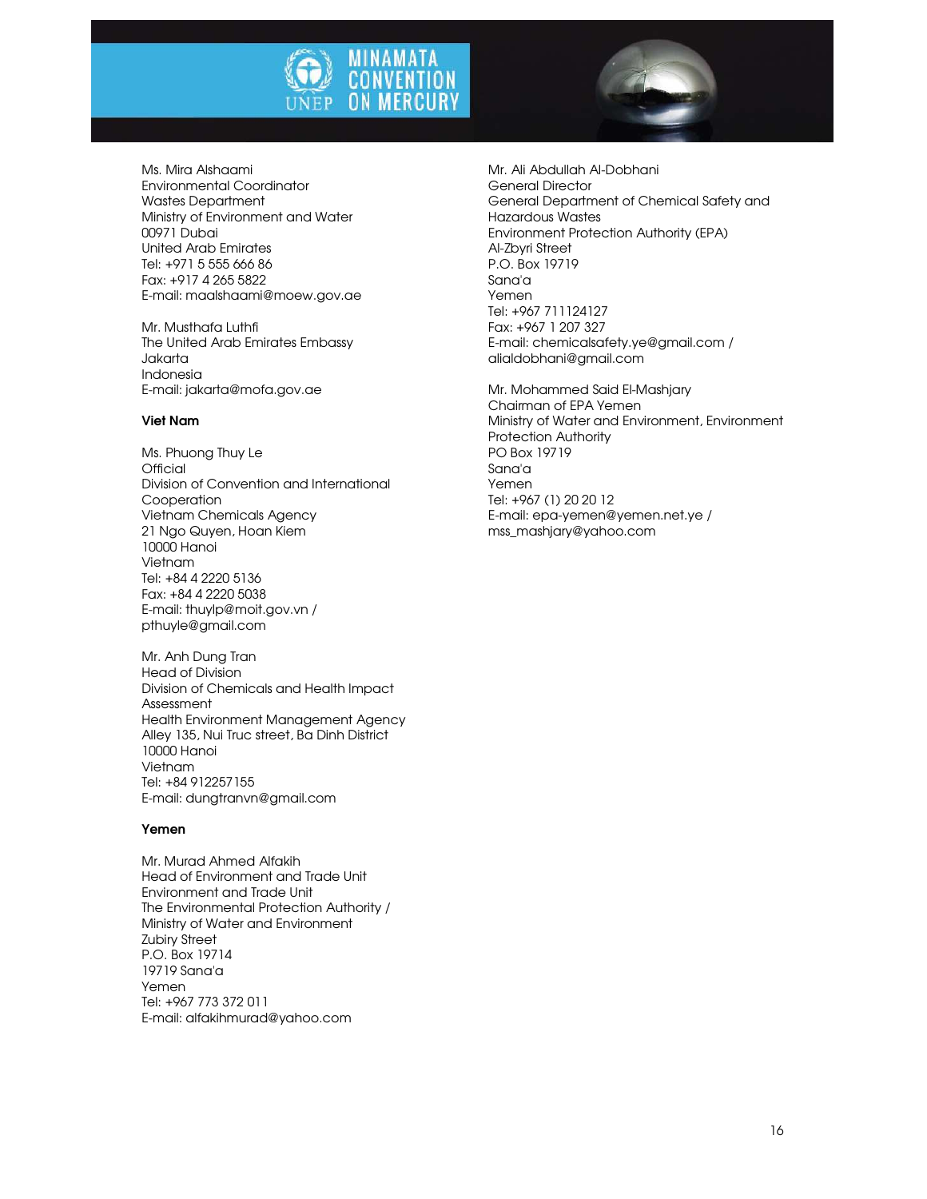Ms. Mira Alshaami
Environmental Coordinator
Wastes Department
Ministry of Environment and Water
00971 Dubai
United Arab Emirates
Tel: +971 5 555 666 86
Fax: +917 4 265 5822
E-mail: maalshaami@moew.gov.ae

Mr. Musthafa Luthfi
The United Arab Emirates Embassy
Jakarta
Indonesia
E-mail: jakarta@mofa.gov.ae

**Viet Nam**

Ms. Phuong Thuy Le
Official
Division of Convention and International Cooperation
Vietnam Chemicals Agency
21 Ngo Quyen, Hoan Kiem
10000 Hanoi
Vietnam
Tel: +84 4 2220 5136
Fax: +84 4 2220 5038
E-mail: thuylp@moit.gov.vn / pthuyle@gmail.com

Mr. Anh Dung Tran
Head of Division
Division of Chemicals and Health Impact Assessment
Health Environment Management Agency
Alley 135, Nui Truc street, Ba Dinh District
10000 Hanoi
Vietnam
Tel: +84 912257155
E-mail: dungtranvn@gmail.com

**Yemen**

Mr. Murad Ahmed Alfakih
Head of Environment and Trade Unit
Environment and Trade Unit
The Environmental Protection Authority / Ministry of Water and Environment
Zubiry Street
P.O. Box 19714
19719 Sana'a
Yemen
Tel: +967 773 372 011
E-mail: alfakihmurad@yahoo.com

Mr. Ali Abdullah Al-Dobhani
General Director
General Department of Chemical Safety and Hazardous Wastes
Environment Protection Authority (EPA)
Al-Zbyri Street
P.O. Box 19719
Sana'a
Yemen
Tel: +967 711124127
Fax: +967 1 207 327
E-mail: chemicalsafety.ye@gmail.com / alialdobhani@gmail.com

Mr. Mohammed Said El-Mashjary
Chairman of EPA Yemen
Ministry of Water and Environment, Environment Protection Authority
PO Box 19719
Sana'a
Yemen
Tel: +967 (1) 20 20 12
E-mail: epa-yemen@yemen.net.ye / mss_mashjary@yahoo.com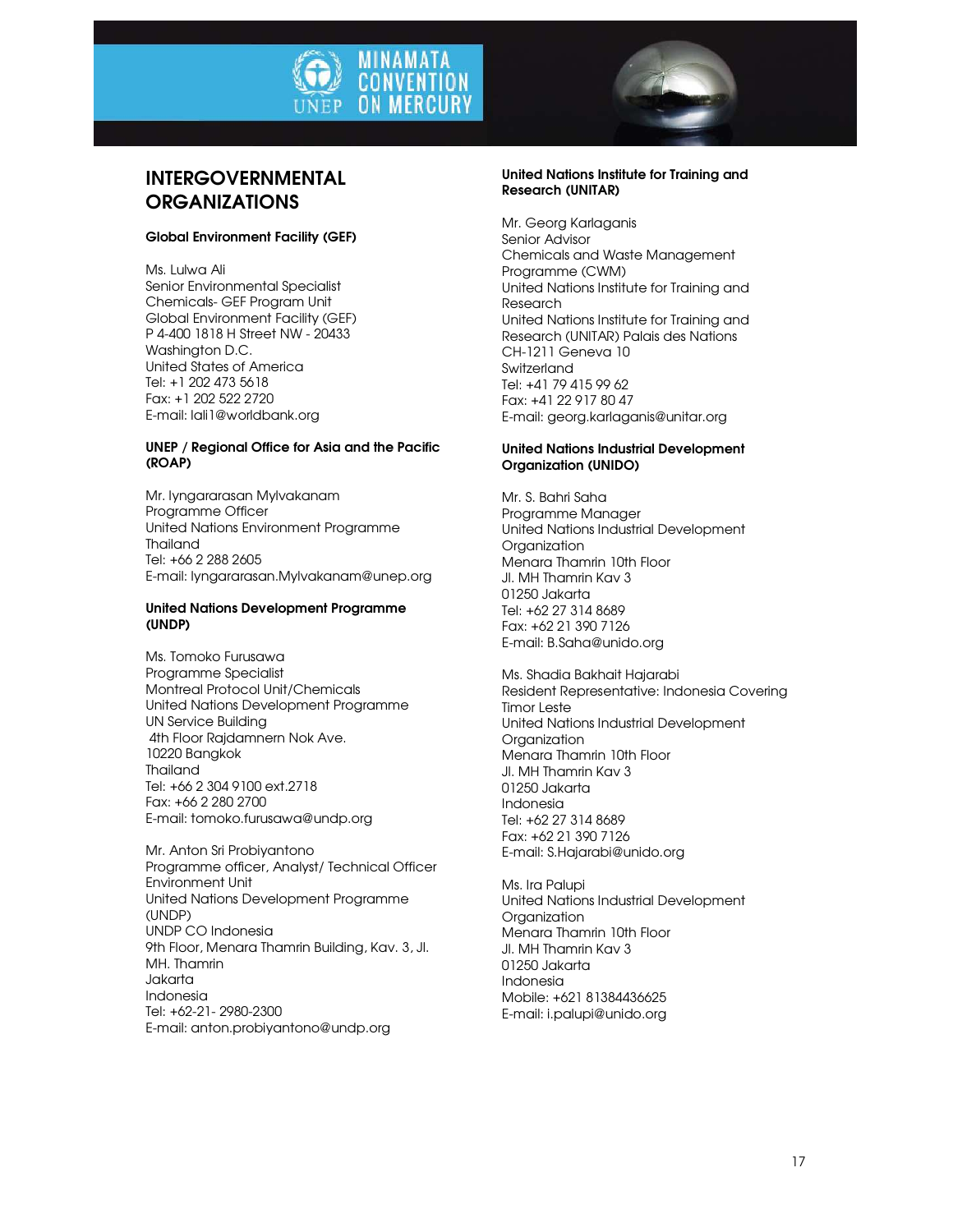# INTERGOVERNMENTAL ORGANIZATIONS

**Global Environment Facility (GEF)**

Ms. Lulwa Ali
Senior Environmental Specialist
Chemicals- GEF Program Unit
Global Environment Facility (GEF)
P 4-400 1818 H Street NW - 20433
Washington D.C.
United States of America
Tel: +1 202 473 5618
Fax: +1 202 522 2720
E-mail: lali1@worldbank.org

**UNEP / Regional Office for Asia and the Pacific (ROAP)**

Mr. Iyngararasan Mylvakanam
Programme Officer
United Nations Environment Programme
Thailand
Tel: +66 2 288 2605
E-mail: Iyngararasan.Mylvakanam@unep.org

**United Nations Development Programme (UNDP)**

Ms. Tomoko Furusawa
Programme Specialist
Montreal Protocol Unit/Chemicals
United Nations Development Programme
UN Service Building
4th Floor Rajdamnern Nok Ave.
10220 Bangkok
Thailand
Tel: +66 2 304 9100 ext.2718
Fax: +66 2 280 2700
E-mail: tomoko.furusawa@undp.org

Mr. Anton Sri Probiyantono
Programme officer, Analyst/ Technical Officer
Environment Unit
United Nations Development Programme (UNDP)
UNDP CO Indonesia
9th Floor, Menara Thamrin Building, Kav. 3, Jl. MH. Thamrin
Jakarta
Indonesia
Tel: +62-21- 2980-2300
E-mail: anton.probiyantono@undp.org

**United Nations Institute for Training and Research (UNITAR)**

Mr. Georg Karlaganis
Senior Advisor
Chemicals and Waste Management Programme (CWM)
United Nations Institute for Training and Research
United Nations Institute for Training and Research (UNITAR) Palais des Nations
CH-1211 Geneva 10
Switzerland
Tel: +41 79 415 99 62
Fax: +41 22 917 80 47
E-mail: georg.karlaganis@unitar.org

**United Nations Industrial Development Organization (UNIDO)**

Mr. S. Bahri Saha
Programme Manager
United Nations Industrial Development Organization
Menara Thamrin 10th Floor
Jl. MH Thamrin Kav 3
01250 Jakarta
Tel: +62 27 314 8689
Fax: +62 21 390 7126
E-mail: B.Saha@unido.org

Ms. Shadia Bakhait Hajarabi
Resident Representative: Indonesia Covering Timor Leste
United Nations Industrial Development Organization
Menara Thamrin 10th Floor
Jl. MH Thamrin Kav 3
01250 Jakarta
Indonesia
Tel: +62 27 314 8689
Fax: +62 21 390 7126
E-mail: S.Hajarabi@unido.org

Ms. Ira Palupi
United Nations Industrial Development Organization
Menara Thamrin 10th Floor
Jl. MH Thamrin Kav 3
01250 Jakarta
Indonesia
Mobile: +621 81384436625
E-mail: i.palupi@unido.org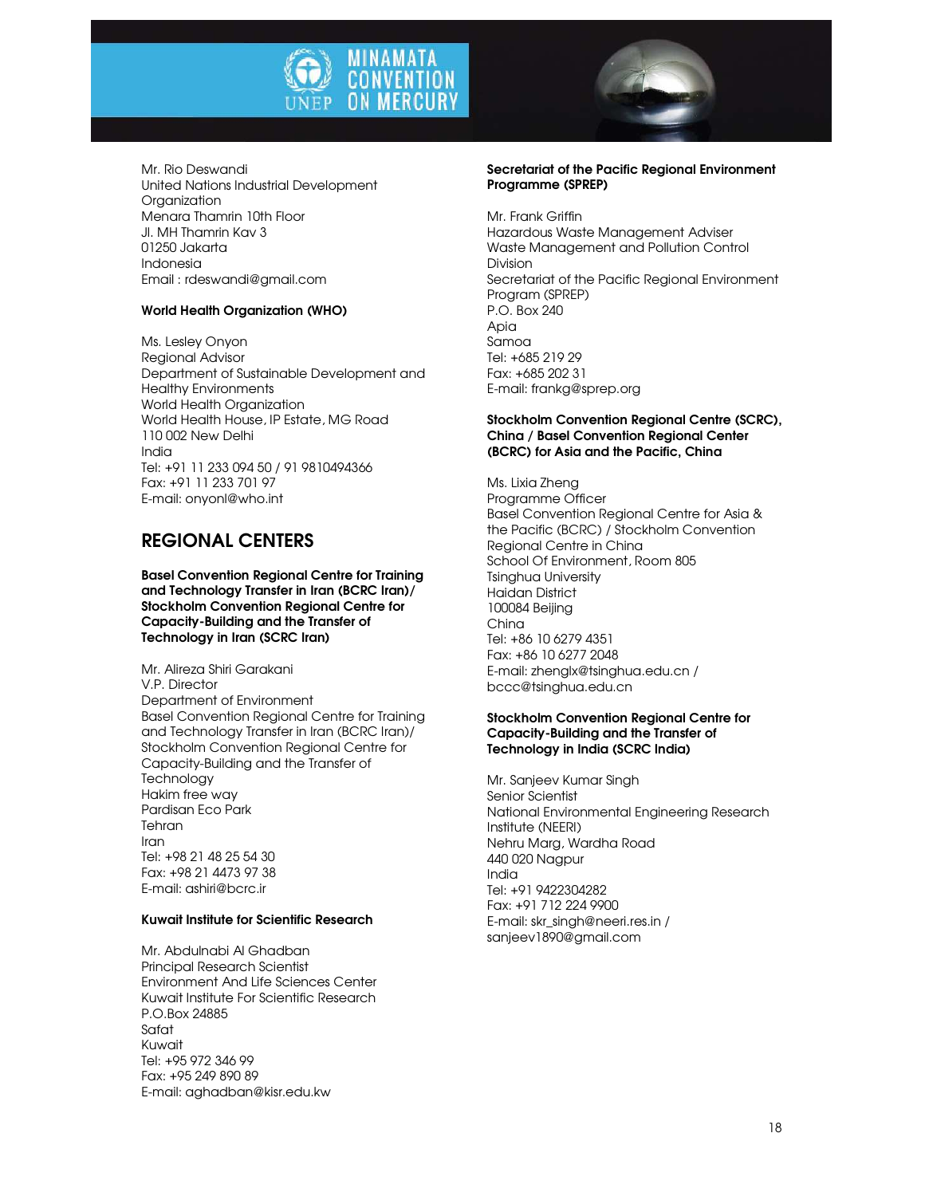Mr. Rio Deswandi
United Nations Industrial Development Organization
Menara Thamrin 10th Floor
Jl. MH Thamrin Kav 3
01250 Jakarta
Indonesia
Email : rdeswandi@gmail.com

**World Health Organization (WHO)**

Ms. Lesley Onyon
Regional Advisor
Department of Sustainable Development and Healthy Environments
World Health Organization
World Health House, IP Estate, MG Road
110 002 New Delhi
India
Tel: +91 11 233 094 50 / 91 9810494366
Fax: +91 11 233 701 97
E-mail: onyonl@who.int

## REGIONAL CENTERS

**Basel Convention Regional Centre for Training and Technology Transfer in Iran (BCRC Iran)/ Stockholm Convention Regional Centre for Capacity-Building and the Transfer of Technology in Iran (SCRC Iran)**

Mr. Alireza Shiri Garakani
V.P. Director
Department of Environment
Basel Convention Regional Centre for Training and Technology Transfer in Iran (BCRC Iran)/ Stockholm Convention Regional Centre for Capacity-Building and the Transfer of Technology
Hakim free way
Pardisan Eco Park
Tehran
Iran
Tel: +98 21 48 25 54 30
Fax: +98 21 4473 97 38
E-mail: ashiri@bcrc.ir

**Kuwait Institute for Scientific Research**

Mr. Abdulnabi Al Ghadban
Principal Research Scientist
Environment And Life Sciences Center
Kuwait Institute For Scientific Research
P.O.Box 24885
Safat
Kuwait
Tel: +95 972 346 99
Fax: +95 249 890 89
E-mail: aghadban@kisr.edu.kw

**Secretariat of the Pacific Regional Environment Programme (SPREP)**

Mr. Frank Griffin
Hazardous Waste Management Adviser
Waste Management and Pollution Control Division
Secretariat of the Pacific Regional Environment Program (SPREP)
P.O. Box 240
Apia
Samoa
Tel: +685 219 29
Fax: +685 202 31
E-mail: frankg@sprep.org

**Stockholm Convention Regional Centre (SCRC), China / Basel Convention Regional Center (BCRC) for Asia and the Pacific, China**

Ms. Lixia Zheng
Programme Officer
Basel Convention Regional Centre for Asia & the Pacific (BCRC) / Stockholm Convention Regional Centre in China
School Of Environment, Room 805
Tsinghua University
Haidan District
100084 Beijing
China
Tel: +86 10 6279 4351
Fax: +86 10 6277 2048
E-mail: zhenglx@tsinghua.edu.cn / bccc@tsinghua.edu.cn

**Stockholm Convention Regional Centre for Capacity-Building and the Transfer of Technology in India (SCRC India)**

Mr. Sanjeev Kumar Singh
Senior Scientist
National Environmental Engineering Research Institute (NEERI)
Nehru Marg, Wardha Road
440 020 Nagpur
India
Tel: +91 9422304282
Fax: +91 712 224 9900
E-mail: skr_singh@neeri.res.in / sanjeev1890@gmail.com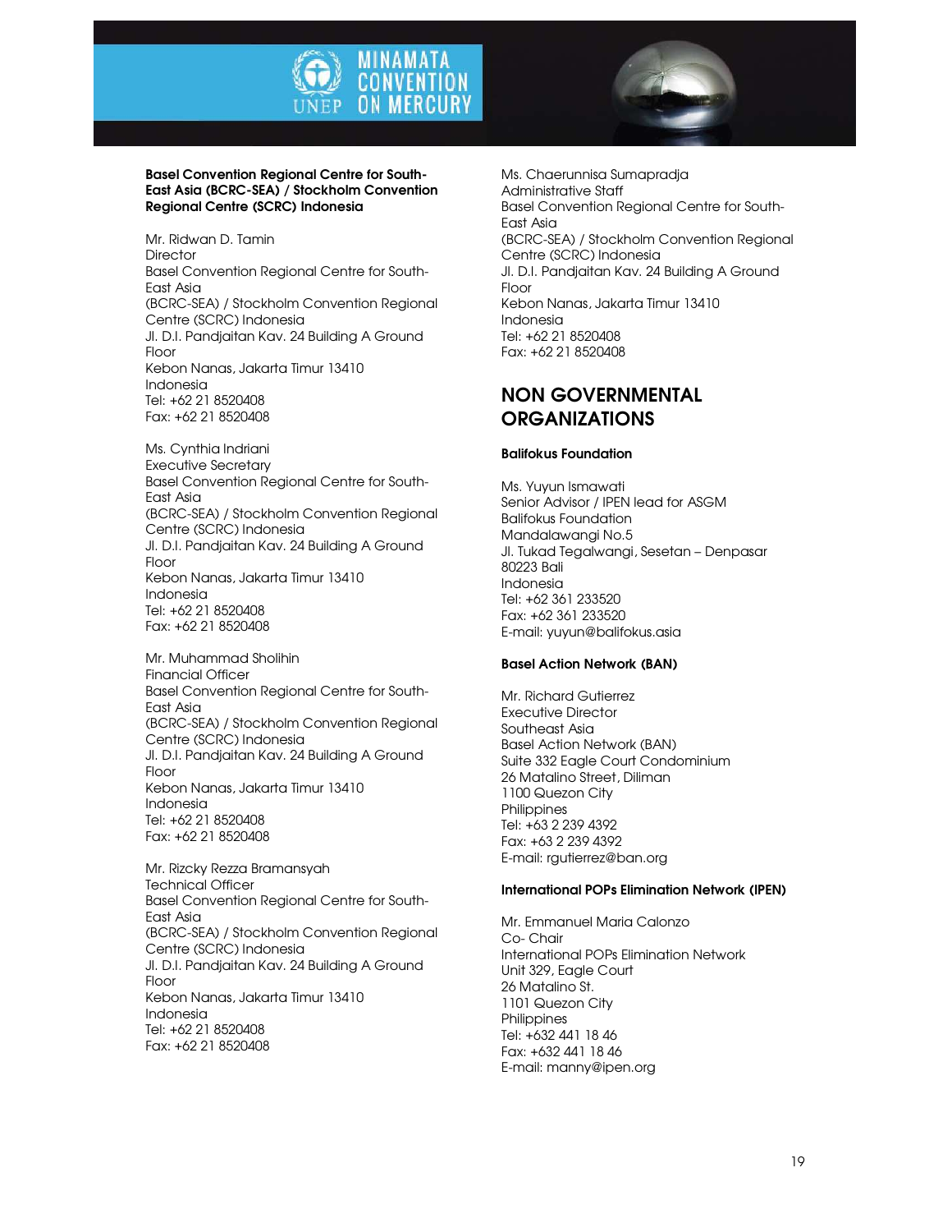**Basel Convention Regional Centre for South-East Asia (BCRC-SEA) / Stockholm Convention Regional Centre (SCRC) Indonesia**

Mr. Ridwan D. Tamin
Director
Basel Convention Regional Centre for South-East Asia
(BCRC-SEA) / Stockholm Convention Regional Centre (SCRC) Indonesia
Jl. D.I. Pandjaitan Kav. 24 Building A Ground Floor
Kebon Nanas, Jakarta Timur 13410
Indonesia
Tel: +62 21 8520408
Fax: +62 21 8520408

Ms. Cynthia Indriani
Executive Secretary
Basel Convention Regional Centre for South-East Asia
(BCRC-SEA) / Stockholm Convention Regional Centre (SCRC) Indonesia
Jl. D.I. Pandjaitan Kav. 24 Building A Ground Floor
Kebon Nanas, Jakarta Timur 13410
Indonesia
Tel: +62 21 8520408
Fax: +62 21 8520408

Mr. Muhammad Sholihin
Financial Officer
Basel Convention Regional Centre for South-East Asia
(BCRC-SEA) / Stockholm Convention Regional Centre (SCRC) Indonesia
Jl. D.I. Pandjaitan Kav. 24 Building A Ground Floor
Kebon Nanas, Jakarta Timur 13410
Indonesia
Tel: +62 21 8520408
Fax: +62 21 8520408

Mr. Rizcky Rezza Bramansyah
Technical Officer
Basel Convention Regional Centre for South-East Asia
(BCRC-SEA) / Stockholm Convention Regional Centre (SCRC) Indonesia
Jl. D.I. Pandjaitan Kav. 24 Building A Ground Floor
Kebon Nanas, Jakarta Timur 13410
Indonesia
Tel: +62 21 8520408
Fax: +62 21 8520408

Ms. Chaerunnisa Sumapradja
Administrative Staff
Basel Convention Regional Centre for South-East Asia
(BCRC-SEA) / Stockholm Convention Regional Centre (SCRC) Indonesia
Jl. D.I. Pandjaitan Kav. 24 Building A Ground Floor
Kebon Nanas, Jakarta Timur 13410
Indonesia
Tel: +62 21 8520408
Fax: +62 21 8520408

## NON GOVERNMENTAL ORGANIZATIONS

**Balifokus Foundation**

Ms. Yuyun Ismawati
Senior Advisor / IPEN lead for ASGM
Balifokus Foundation
Mandalawangi No.5
Jl. Tukad Tegalwangi, Sesetan – Denpasar
80223 Bali
Indonesia
Tel: +62 361 233520
Fax: +62 361 233520
E-mail: yuyun@balifokus.asia

**Basel Action Network (BAN)**

Mr. Richard Gutierrez
Executive Director
Southeast Asia
Basel Action Network (BAN)
Suite 332 Eagle Court Condominium
26 Matalino Street, Diliman
1100 Quezon City
Philippines
Tel: +63 2 239 4392
Fax: +63 2 239 4392
E-mail: rgutierrez@ban.org

**International POPs Elimination Network (IPEN)**

Mr. Emmanuel Maria Calonzo
Co- Chair
International POPs Elimination Network
Unit 329, Eagle Court
26 Matalino St.
1101 Quezon City
Philippines
Tel: +632 441 18 46
Fax: +632 441 18 46
E-mail: manny@ipen.org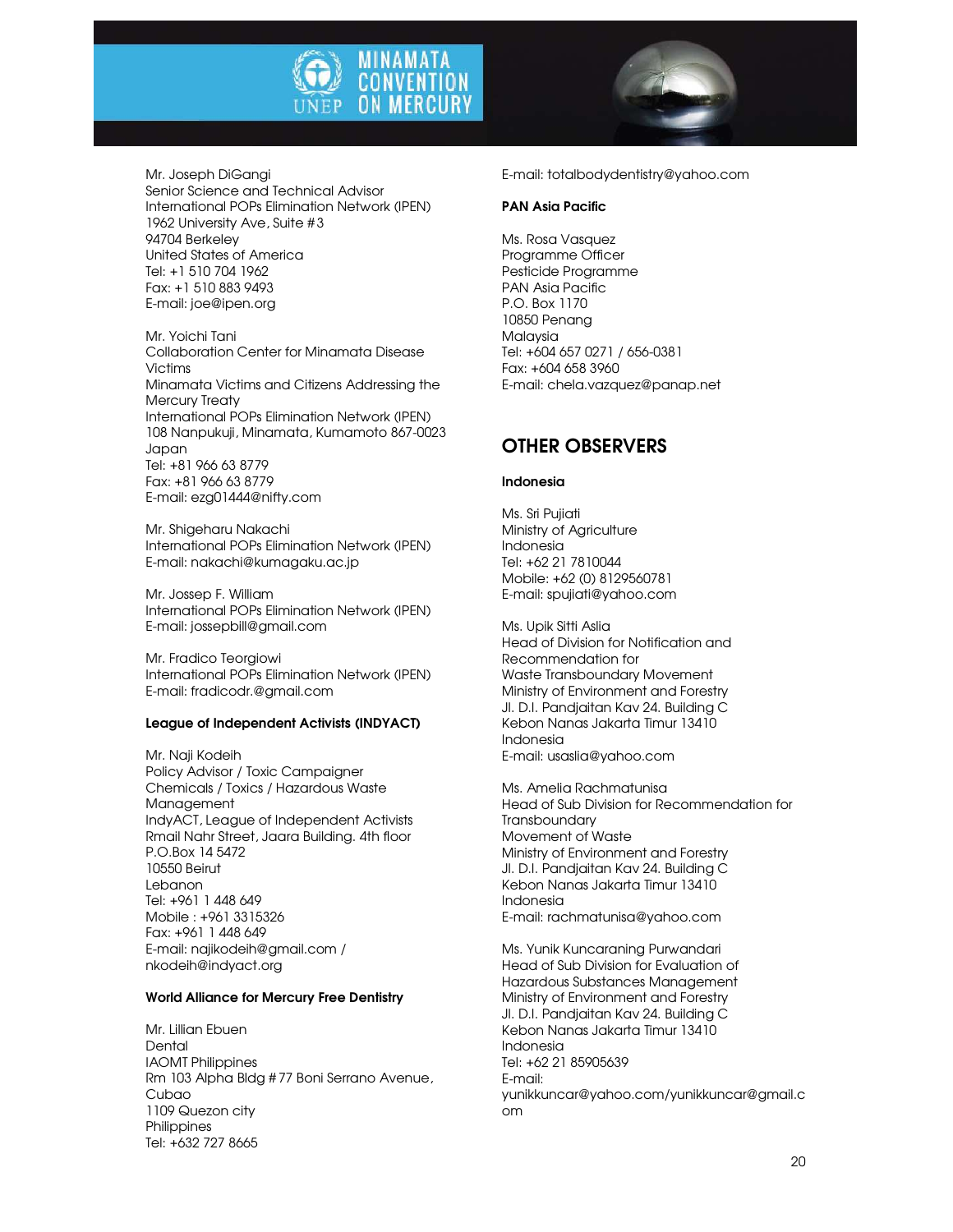Mr. Joseph DiGangi
Senior Science and Technical Advisor
International POPs Elimination Network (IPEN)
1962 University Ave, Suite #3
94704 Berkeley
United States of America
Tel: +1 510 704 1962
Fax: +1 510 883 9493
E-mail: joe@ipen.org

Mr. Yoichi Tani
Collaboration Center for Minamata Disease Victims
Minamata Victims and Citizens Addressing the Mercury Treaty
International POPs Elimination Network (IPEN)
108 Nanpukuji, Minamata, Kumamoto 867-0023
Japan
Tel: +81 966 63 8779
Fax: +81 966 63 8779
E-mail: ezg01444@nifty.com

Mr. Shigeharu Nakachi
International POPs Elimination Network (IPEN)
E-mail: nakachi@kumagaku.ac.jp

Mr. Jossep F. William
International POPs Elimination Network (IPEN)
E-mail: jossepbill@gmail.com

Mr. Fradico Teorgiowi
International POPs Elimination Network (IPEN)
E-mail: fradicodr.@gmail.com

**League of Independent Activists (INDYACT)**

Mr. Naji Kodeih
Policy Advisor / Toxic Campaigner
Chemicals / Toxics / Hazardous Waste Management
IndyACT, League of Independent Activists
Rmail Nahr Street, Jaara Building. 4th floor
P.O.Box 14 5472
10550 Beirut
Lebanon
Tel: +961 1 448 649
Mobile : +961 3315326
Fax: +961 1 448 649
E-mail: najikodeih@gmail.com / nkodeih@indyact.org

**World Alliance for Mercury Free Dentistry**

Mr. Lillian Ebuen
Dental
IAOMT Philippines
Rm 103 Alpha Bldg #77 Boni Serrano Avenue, Cubao
1109 Quezon city
Philippines
Tel: +632 727 8665
E-mail: totalbodydentistry@yahoo.com

**PAN Asia Pacific**

Ms. Rosa Vasquez
Programme Officer
Pesticide Programme
PAN Asia Pacific
P.O. Box 1170
10850 Penang
Malaysia
Tel: +604 657 0271 / 656-0381
Fax: +604 658 3960
E-mail: chela.vazquez@panap.net

## OTHER OBSERVERS

**Indonesia**

Ms. Sri Pujiati
Ministry of Agriculture
Indonesia
Tel: +62 21 7810044
Mobile: +62 (0) 8129560781
E-mail: spujiati@yahoo.com

Ms. Upik Sitti Aslia
Head of Division for Notification and Recommendation for
Waste Transboundary Movement
Ministry of Environment and Forestry
Jl. D.I. Pandjaitan Kav 24. Building C
Kebon Nanas Jakarta Timur 13410
Indonesia
E-mail: usaslia@yahoo.com

Ms. Amelia Rachmatunisa
Head of Sub Division for Recommendation for Transboundary
Movement of Waste
Ministry of Environment and Forestry
Jl. D.I. Pandjaitan Kav 24. Building C
Kebon Nanas Jakarta Timur 13410
Indonesia
E-mail: rachmatunisa@yahoo.com

Ms. Yunik Kuncaraning Purwandari
Head of Sub Division for Evaluation of Hazardous Substances Management
Ministry of Environment and Forestry
Jl. D.I. Pandjaitan Kav 24. Building C
Kebon Nanas Jakarta Timur 13410
Indonesia
Tel: +62 21 85905639
E-mail: yunikkuncar@yahoo.com/yunikkuncar@gmail.com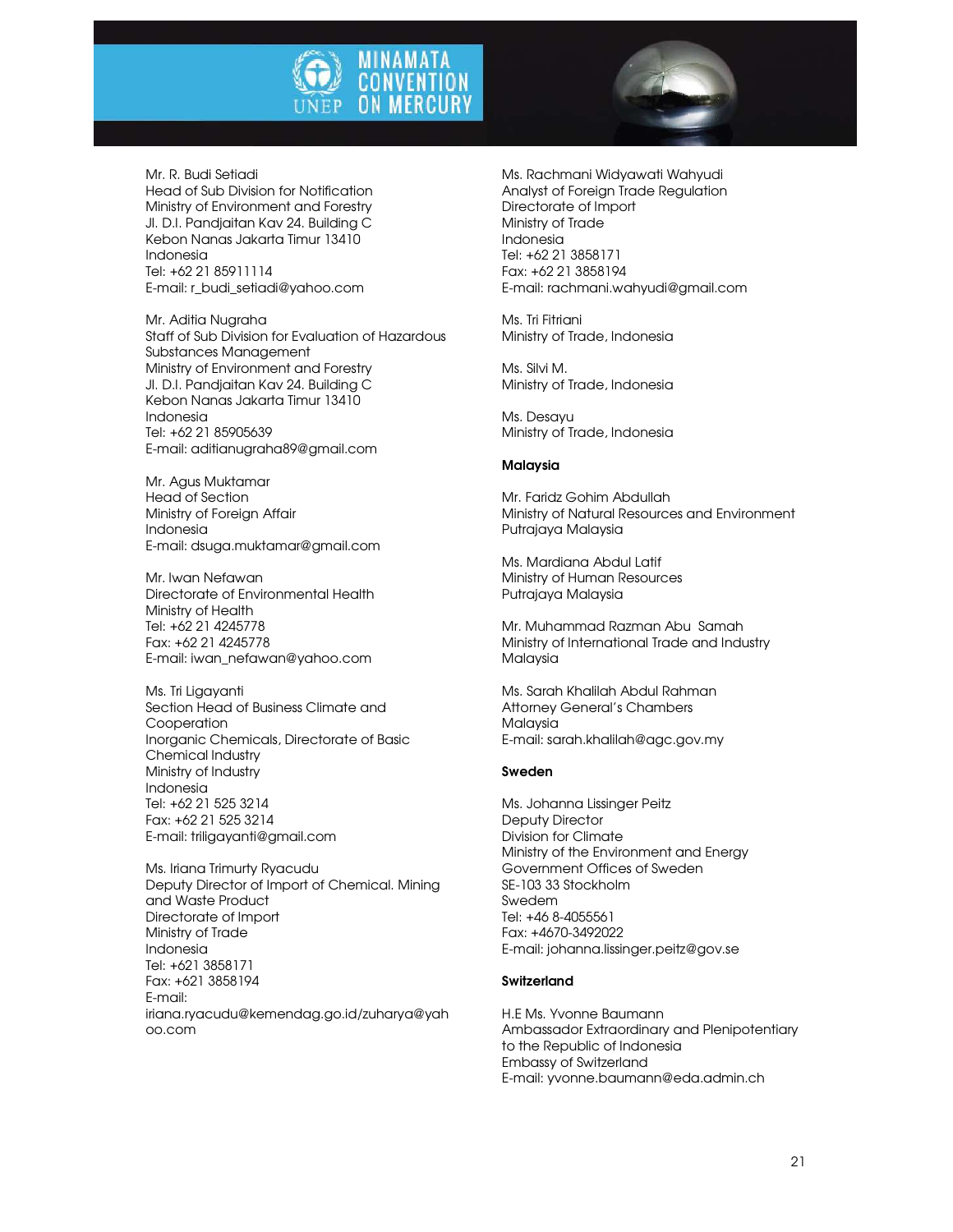Mr. R. Budi Setiadi
Head of Sub Division for Notification
Ministry of Environment and Forestry
Jl. D.I. Pandjaitan Kav 24. Building C
Kebon Nanas Jakarta Timur 13410
Indonesia
Tel: +62 21 85911114
E-mail: r_budi_setiadi@yahoo.com

Mr. Aditia Nugraha
Staff of Sub Division for Evaluation of Hazardous Substances Management
Ministry of Environment and Forestry
Jl. D.I. Pandjaitan Kav 24. Building C
Kebon Nanas Jakarta Timur 13410
Indonesia
Tel: +62 21 85905639
E-mail: aditianugraha89@gmail.com

Mr. Agus Muktamar
Head of Section
Ministry of Foreign Affair
Indonesia
E-mail: dsuga.muktamar@gmail.com

Mr. Iwan Nefawan
Directorate of Environmental Health
Ministry of Health
Tel: +62 21 4245778
Fax: +62 21 4245778
E-mail: iwan_nefawan@yahoo.com

Ms. Tri Ligayanti
Section Head of Business Climate and Cooperation
Inorganic Chemicals, Directorate of Basic Chemical Industry
Ministry of Industry
Indonesia
Tel: +62 21 525 3214
Fax: +62 21 525 3214
E-mail: triligayanti@gmail.com

Ms. Iriana Trimurty Ryacudu
Deputy Director of Import of Chemical. Mining and Waste Product
Directorate of Import
Ministry of Trade
Indonesia
Tel: +621 3858171
Fax: +621 3858194
E-mail: iriana.ryacudu@kemendag.go.id/zuharya@yahoo.com

Ms. Rachmani Widyawati Wahyudi
Analyst of Foreign Trade Regulation
Directorate of Import
Ministry of Trade
Indonesia
Tel: +62 21 3858171
Fax: +62 21 3858194
E-mail: rachmani.wahyudi@gmail.com

Ms. Tri Fitriani
Ministry of Trade, Indonesia

Ms. Silvi M.
Ministry of Trade, Indonesia

Ms. Desayu
Ministry of Trade, Indonesia

**Malaysia**

Mr. Faridz Gohim Abdullah
Ministry of Natural Resources and Environment
Putrajaya Malaysia

Ms. Mardiana Abdul Latif
Ministry of Human Resources
Putrajaya Malaysia

Mr. Muhammad Razman Abu Samah
Ministry of International Trade and Industry
Malaysia

Ms. Sarah Khalilah Abdul Rahman
Attorney General's Chambers
Malaysia
E-mail: sarah.khalilah@agc.gov.my

**Sweden**

Ms. Johanna Lissinger Peitz
Deputy Director
Division for Climate
Ministry of the Environment and Energy
Government Offices of Sweden
SE-103 33 Stockholm
Swedem
Tel: +46 8-4055561
Fax: +4670-3492022
E-mail: johanna.lissinger.peitz@gov.se

**Switzerland**

H.E Ms. Yvonne Baumann
Ambassador Extraordinary and Plenipotentiary to the Republic of Indonesia
Embassy of Switzerland
E-mail: yvonne.baumann@eda.admin.ch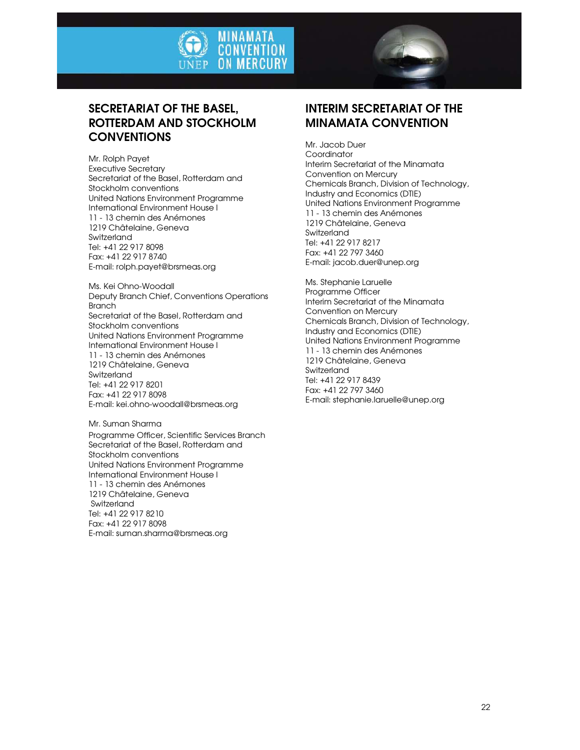## SECRETARIAT OF THE BASEL, ROTTERDAM AND STOCKHOLM CONVENTIONS

Mr. Rolph Payet
Executive Secretary
Secretariat of the Basel, Rotterdam and Stockholm conventions
United Nations Environment Programme
International Environment House I
11 - 13 chemin des Anémones
1219 Châtelaine, Geneva
Switzerland
Tel: +41 22 917 8098
Fax: +41 22 917 8740
E-mail: rolph.payet@brsmeas.org

Ms. Kei Ohno-Woodall
Deputy Branch Chief, Conventions Operations Branch
Secretariat of the Basel, Rotterdam and Stockholm conventions
United Nations Environment Programme
International Environment House I
11 - 13 chemin des Anémones
1219 Châtelaine, Geneva
Switzerland
Tel: +41 22 917 8201
Fax: +41 22 917 8098
E-mail: kei.ohno-woodall@brsmeas.org

Mr. Suman Sharma
Programme Officer, Scientific Services Branch
Secretariat of the Basel, Rotterdam and Stockholm conventions
United Nations Environment Programme
International Environment House I
11 - 13 chemin des Anémones
1219 Châtelaine, Geneva
Switzerland
Tel: +41 22 917 8210
Fax: +41 22 917 8098
E-mail: suman.sharma@brsmeas.org

## INTERIM SECRETARIAT OF THE MINAMATA CONVENTION

Mr. Jacob Duer
Coordinator
Interim Secretariat of the Minamata Convention on Mercury
Chemicals Branch, Division of Technology, Industry and Economics (DTIE)
United Nations Environment Programme
11 - 13 chemin des Anémones
1219 Châtelaine, Geneva
Switzerland
Tel: +41 22 917 8217
Fax: +41 22 797 3460
E-mail: jacob.duer@unep.org

Ms. Stephanie Laruelle
Programme Officer
Interim Secretariat of the Minamata Convention on Mercury
Chemicals Branch, Division of Technology, Industry and Economics (DTIE)
United Nations Environment Programme
11 - 13 chemin des Anémones
1219 Châtelaine, Geneva
Switzerland
Tel: +41 22 917 8439
Fax: +41 22 797 3460
E-mail: stephanie.laruelle@unep.org